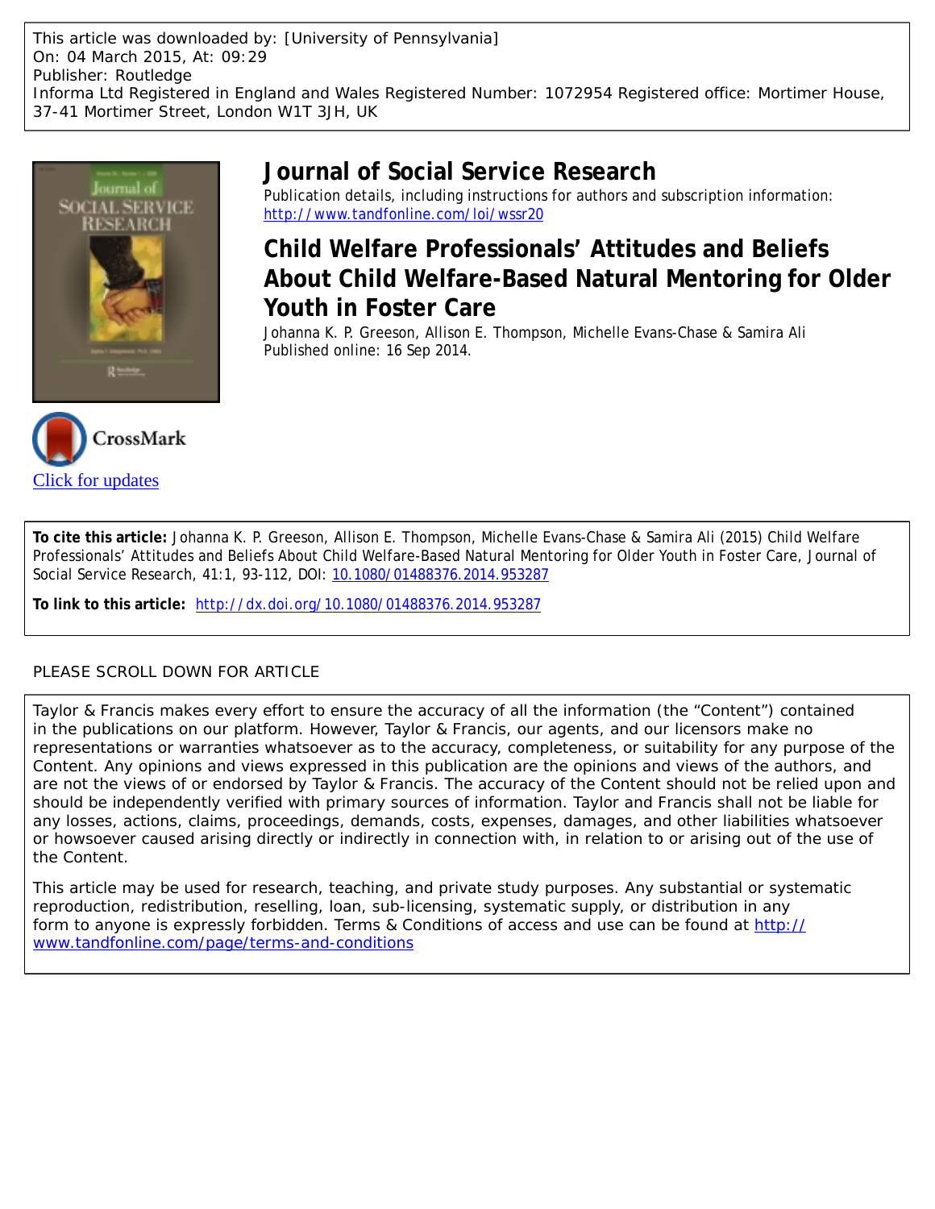This article was downloaded by: [University of Pennsylvania]
On: 04 March 2015, At: 09:29
Publisher: Routledge
Informa Ltd Registered in England and Wales Registered Number: 1072954 Registered office: Mortimer House, 37-41 Mortimer Street, London W1T 3JH, UK

# Journal of Social Service Research

Publication details, including instructions for authors and subscription information:
http://www.tandfonline.com/loi/wssr20

# Child Welfare Professionals' Attitudes and Beliefs About Child Welfare-Based Natural Mentoring for Older Youth in Foster Care

Johanna K. P. Greeson, Allison E. Thompson, Michelle Evans-Chase & Samira Ali
Published online: 16 Sep 2014.

Click for updates

**To cite this article:** Johanna K. P. Greeson, Allison E. Thompson, Michelle Evans-Chase & Samira Ali (2015) Child Welfare Professionals' Attitudes and Beliefs About Child Welfare-Based Natural Mentoring for Older Youth in Foster Care, Journal of Social Service Research, 41:1, 93-112, DOI: 10.1080/01488376.2014.953287

**To link to this article:** http://dx.doi.org/10.1080/01488376.2014.953287

PLEASE SCROLL DOWN FOR ARTICLE

Taylor & Francis makes every effort to ensure the accuracy of all the information (the "Content") contained in the publications on our platform. However, Taylor & Francis, our agents, and our licensors make no representations or warranties whatsoever as to the accuracy, completeness, or suitability for any purpose of the Content. Any opinions and views expressed in this publication are the opinions and views of the authors, and are not the views of or endorsed by Taylor & Francis. The accuracy of the Content should not be relied upon and should be independently verified with primary sources of information. Taylor and Francis shall not be liable for any losses, actions, claims, proceedings, demands, costs, expenses, damages, and other liabilities whatsoever or howsoever caused arising directly or indirectly in connection with, in relation to or arising out of the use of the Content.

This article may be used for research, teaching, and private study purposes. Any substantial or systematic reproduction, redistribution, reselling, loan, sub-licensing, systematic supply, or distribution in any form to anyone is expressly forbidden. Terms & Conditions of access and use can be found at http://www.tandfonline.com/page/terms-and-conditions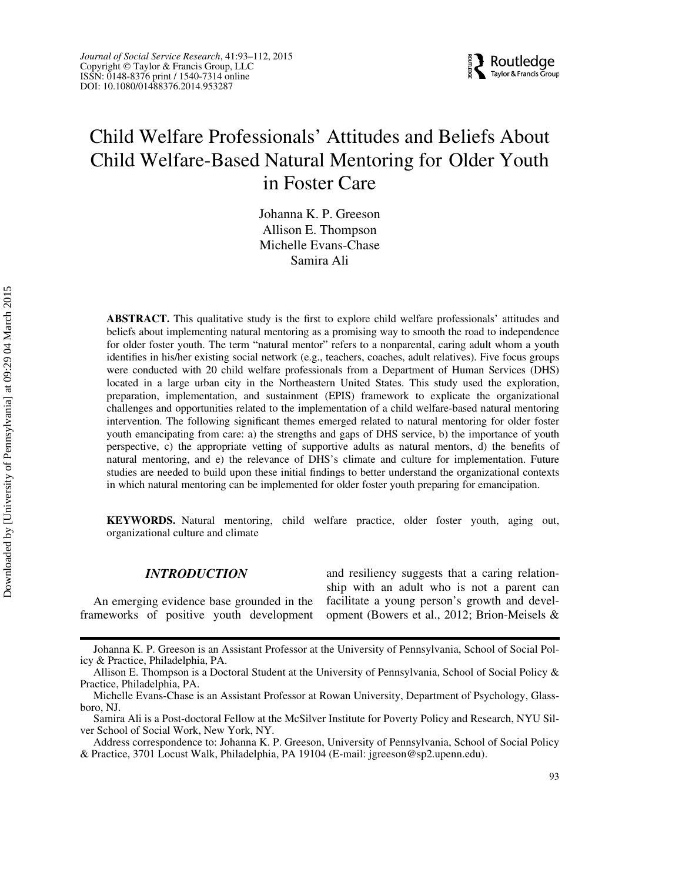# Child Welfare Professionals' Attitudes and Beliefs About Child Welfare-Based Natural Mentoring for Older Youth in Foster Care

Johanna K. P. Greeson
Allison E. Thompson
Michelle Evans-Chase
Samira Ali

**ABSTRACT.** This qualitative study is the first to explore child welfare professionals' attitudes and beliefs about implementing natural mentoring as a promising way to smooth the road to independence for older foster youth. The term "natural mentor" refers to a nonparental, caring adult whom a youth identifies in his/her existing social network (e.g., teachers, coaches, adult relatives). Five focus groups were conducted with 20 child welfare professionals from a Department of Human Services (DHS) located in a large urban city in the Northeastern United States. This study used the exploration, preparation, implementation, and sustainment (EPIS) framework to explicate the organizational challenges and opportunities related to the implementation of a child welfare-based natural mentoring intervention. The following significant themes emerged related to natural mentoring for older foster youth emancipating from care: a) the strengths and gaps of DHS service, b) the importance of youth perspective, c) the appropriate vetting of supportive adults as natural mentors, d) the benefits of natural mentoring, and e) the relevance of DHS's climate and culture for implementation. Future studies are needed to build upon these initial findings to better understand the organizational contexts in which natural mentoring can be implemented for older foster youth preparing for emancipation.

**KEYWORDS.** Natural mentoring, child welfare practice, older foster youth, aging out, organizational culture and climate

## *INTRODUCTION*

An emerging evidence base grounded in the frameworks of positive youth development and resiliency suggests that a caring relationship with an adult who is not a parent can facilitate a young person's growth and development (Bowers et al., 2012; Brion-Meisels &

Johanna K. P. Greeson is an Assistant Professor at the University of Pennsylvania, School of Social Policy & Practice, Philadelphia, PA.

Allison E. Thompson is a Doctoral Student at the University of Pennsylvania, School of Social Policy & Practice, Philadelphia, PA.

Michelle Evans-Chase is an Assistant Professor at Rowan University, Department of Psychology, Glassboro, NJ.

Samira Ali is a Post-doctoral Fellow at the McSilver Institute for Poverty Policy and Research, NYU Silver School of Social Work, New York, NY.

Address correspondence to: Johanna K. P. Greeson, University of Pennsylvania, School of Social Policy & Practice, 3701 Locust Walk, Philadelphia, PA 19104 (E-mail: jgreeson@sp2.upenn.edu).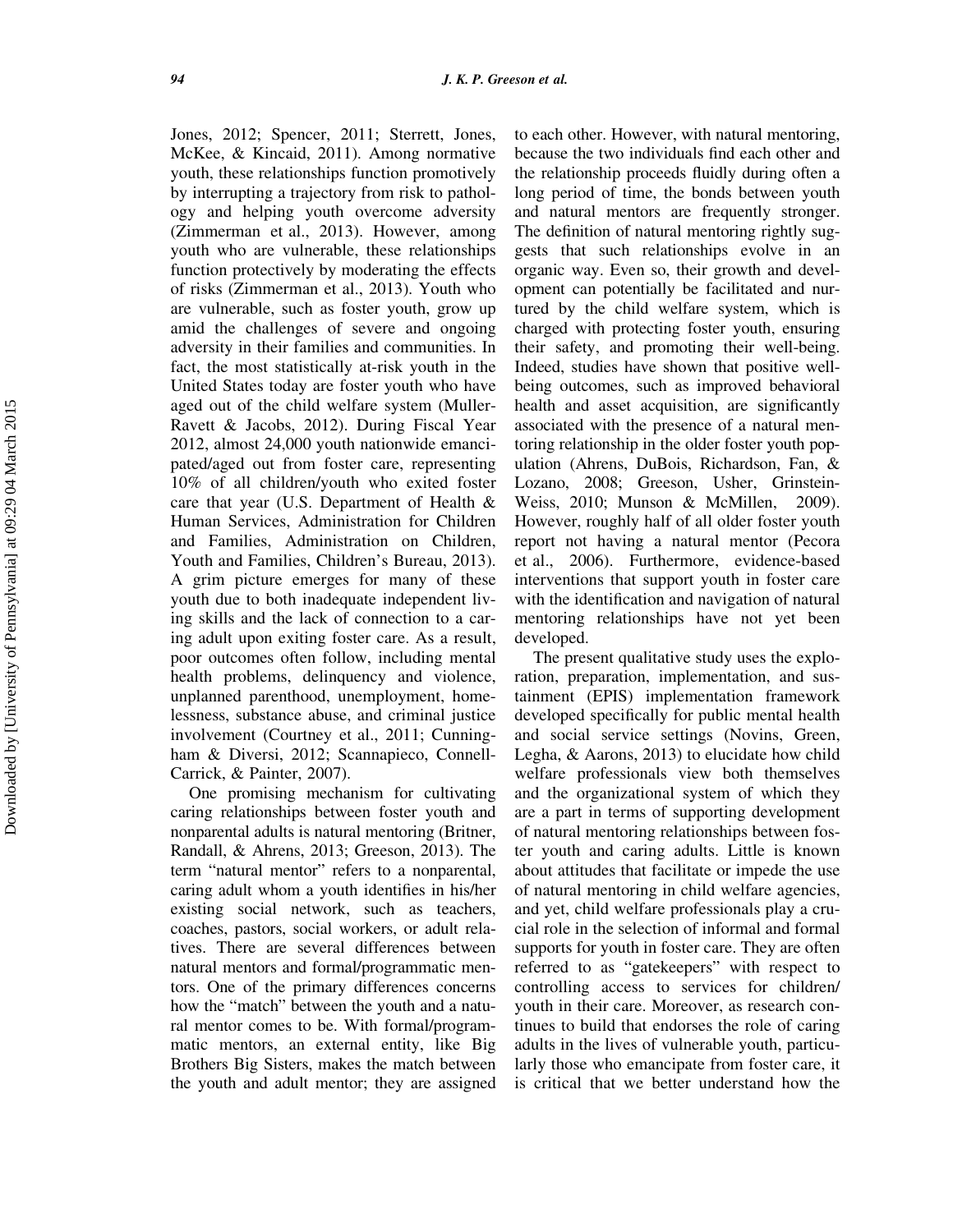Jones, 2012; Spencer, 2011; Sterrett, Jones, McKee, & Kincaid, 2011). Among normative youth, these relationships function promotively by interrupting a trajectory from risk to pathology and helping youth overcome adversity (Zimmerman et al., 2013). However, among youth who are vulnerable, these relationships function protectively by moderating the effects of risks (Zimmerman et al., 2013). Youth who are vulnerable, such as foster youth, grow up amid the challenges of severe and ongoing adversity in their families and communities. In fact, the most statistically at-risk youth in the United States today are foster youth who have aged out of the child welfare system (Muller-Ravett & Jacobs, 2012). During Fiscal Year 2012, almost 24,000 youth nationwide emancipated/aged out from foster care, representing 10% of all children/youth who exited foster care that year (U.S. Department of Health & Human Services, Administration for Children and Families, Administration on Children, Youth and Families, Children's Bureau, 2013). A grim picture emerges for many of these youth due to both inadequate independent living skills and the lack of connection to a caring adult upon exiting foster care. As a result, poor outcomes often follow, including mental health problems, delinquency and violence, unplanned parenthood, unemployment, homelessness, substance abuse, and criminal justice involvement (Courtney et al., 2011; Cunningham & Diversi, 2012; Scannapieco, Connell-Carrick, & Painter, 2007).

One promising mechanism for cultivating caring relationships between foster youth and nonparental adults is natural mentoring (Britner, Randall, & Ahrens, 2013; Greeson, 2013). The term "natural mentor" refers to a nonparental, caring adult whom a youth identifies in his/her existing social network, such as teachers, coaches, pastors, social workers, or adult relatives. There are several differences between natural mentors and formal/programmatic mentors. One of the primary differences concerns how the "match" between the youth and a natural mentor comes to be. With formal/programmatic mentors, an external entity, like Big Brothers Big Sisters, makes the match between the youth and adult mentor; they are assigned to each other. However, with natural mentoring, because the two individuals find each other and the relationship proceeds fluidly during often a long period of time, the bonds between youth and natural mentors are frequently stronger. The definition of natural mentoring rightly suggests that such relationships evolve in an organic way. Even so, their growth and development can potentially be facilitated and nurtured by the child welfare system, which is charged with protecting foster youth, ensuring their safety, and promoting their well-being. Indeed, studies have shown that positive well-being outcomes, such as improved behavioral health and asset acquisition, are significantly associated with the presence of a natural mentoring relationship in the older foster youth population (Ahrens, DuBois, Richardson, Fan, & Lozano, 2008; Greeson, Usher, Grinstein-Weiss, 2010; Munson & McMillen, 2009). However, roughly half of all older foster youth report not having a natural mentor (Pecora et al., 2006). Furthermore, evidence-based interventions that support youth in foster care with the identification and navigation of natural mentoring relationships have not yet been developed.

The present qualitative study uses the exploration, preparation, implementation, and sustainment (EPIS) implementation framework developed specifically for public mental health and social service settings (Novins, Green, Legha, & Aarons, 2013) to elucidate how child welfare professionals view both themselves and the organizational system of which they are a part in terms of supporting development of natural mentoring relationships between foster youth and caring adults. Little is known about attitudes that facilitate or impede the use of natural mentoring in child welfare agencies, and yet, child welfare professionals play a crucial role in the selection of informal and formal supports for youth in foster care. They are often referred to as "gatekeepers" with respect to controlling access to services for children/youth in their care. Moreover, as research continues to build that endorses the role of caring adults in the lives of vulnerable youth, particularly those who emancipate from foster care, it is critical that we better understand how the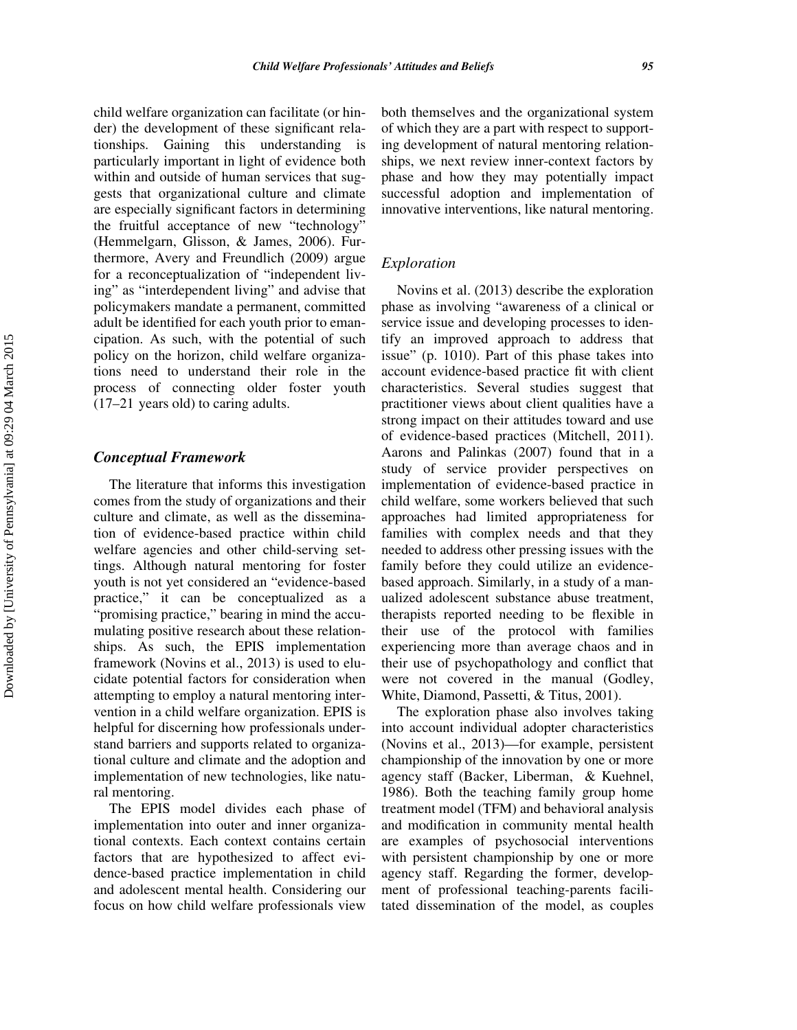child welfare organization can facilitate (or hinder) the development of these significant relationships. Gaining this understanding is particularly important in light of evidence both within and outside of human services that suggests that organizational culture and climate are especially significant factors in determining the fruitful acceptance of new "technology" (Hemmelgarn, Glisson, & James, 2006). Furthermore, Avery and Freundlich (2009) argue for a reconceptualization of "independent living" as "interdependent living" and advise that policymakers mandate a permanent, committed adult be identified for each youth prior to emancipation. As such, with the potential of such policy on the horizon, child welfare organizations need to understand their role in the process of connecting older foster youth (17–21 years old) to caring adults.

## Conceptual Framework

The literature that informs this investigation comes from the study of organizations and their culture and climate, as well as the dissemination of evidence-based practice within child welfare agencies and other child-serving settings. Although natural mentoring for foster youth is not yet considered an "evidence-based practice," it can be conceptualized as a "promising practice," bearing in mind the accumulating positive research about these relationships. As such, the EPIS implementation framework (Novins et al., 2013) is used to elucidate potential factors for consideration when attempting to employ a natural mentoring intervention in a child welfare organization. EPIS is helpful for discerning how professionals understand barriers and supports related to organizational culture and climate and the adoption and implementation of new technologies, like natural mentoring.

The EPIS model divides each phase of implementation into outer and inner organizational contexts. Each context contains certain factors that are hypothesized to affect evidence-based practice implementation in child and adolescent mental health. Considering our focus on how child welfare professionals view both themselves and the organizational system of which they are a part with respect to supporting development of natural mentoring relationships, we next review inner-context factors by phase and how they may potentially impact successful adoption and implementation of innovative interventions, like natural mentoring.

### *Exploration*

Novins et al. (2013) describe the exploration phase as involving "awareness of a clinical or service issue and developing processes to identify an improved approach to address that issue" (p. 1010). Part of this phase takes into account evidence-based practice fit with client characteristics. Several studies suggest that practitioner views about client qualities have a strong impact on their attitudes toward and use of evidence-based practices (Mitchell, 2011). Aarons and Palinkas (2007) found that in a study of service provider perspectives on implementation of evidence-based practice in child welfare, some workers believed that such approaches had limited appropriateness for families with complex needs and that they needed to address other pressing issues with the family before they could utilize an evidence-based approach. Similarly, in a study of a manualized adolescent substance abuse treatment, therapists reported needing to be flexible in their use of the protocol with families experiencing more than average chaos and in their use of psychopathology and conflict that were not covered in the manual (Godley, White, Diamond, Passetti, & Titus, 2001).

The exploration phase also involves taking into account individual adopter characteristics (Novins et al., 2013)—for example, persistent championship of the innovation by one or more agency staff (Backer, Liberman, & Kuehnel, 1986). Both the teaching family group home treatment model (TFM) and behavioral analysis and modification in community mental health are examples of psychosocial interventions with persistent championship by one or more agency staff. Regarding the former, development of professional teaching-parents facilitated dissemination of the model, as couples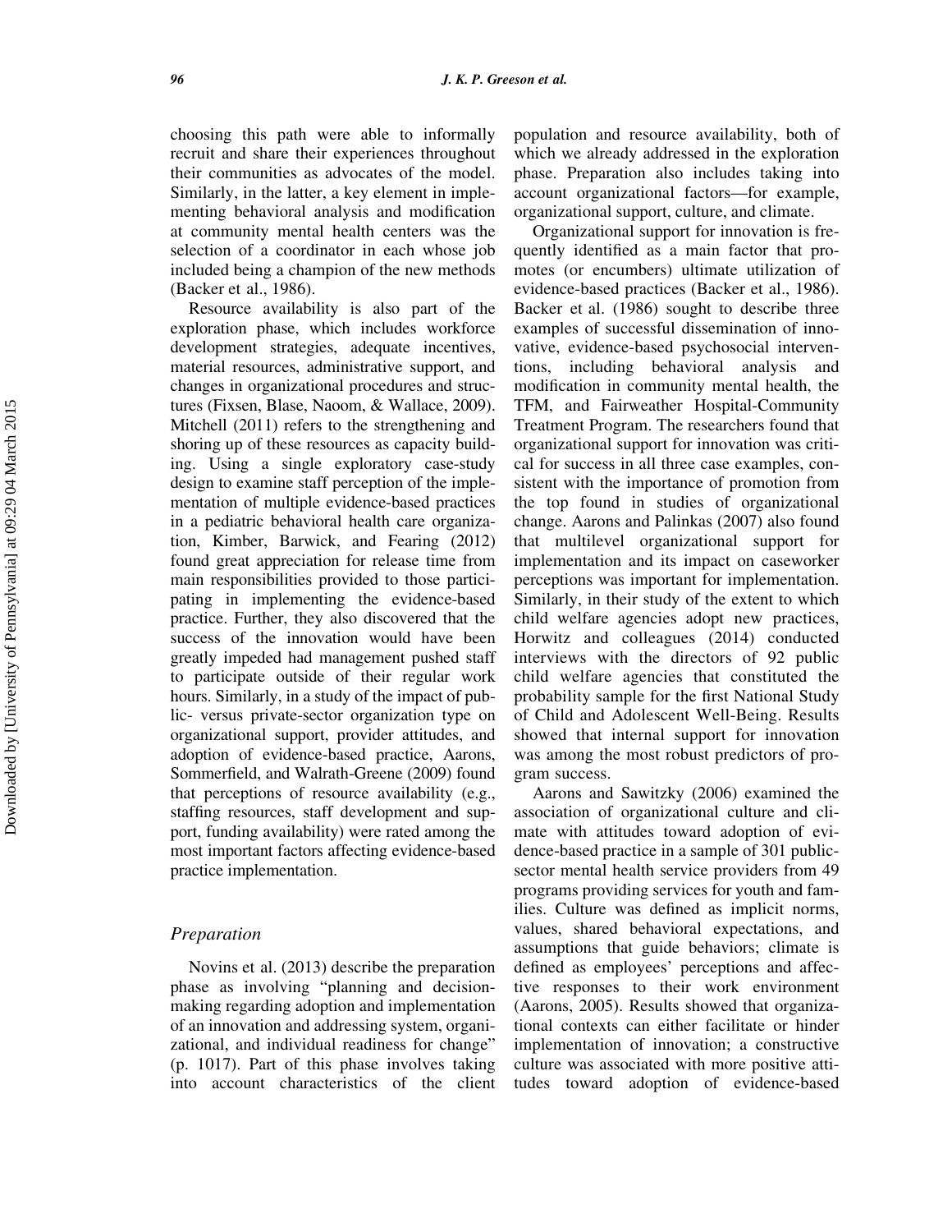choosing this path were able to informally recruit and share their experiences throughout their communities as advocates of the model. Similarly, in the latter, a key element in implementing behavioral analysis and modification at community mental health centers was the selection of a coordinator in each whose job included being a champion of the new methods (Backer et al., 1986).

Resource availability is also part of the exploration phase, which includes workforce development strategies, adequate incentives, material resources, administrative support, and changes in organizational procedures and structures (Fixsen, Blase, Naoom, & Wallace, 2009). Mitchell (2011) refers to the strengthening and shoring up of these resources as capacity building. Using a single exploratory case-study design to examine staff perception of the implementation of multiple evidence-based practices in a pediatric behavioral health care organization, Kimber, Barwick, and Fearing (2012) found great appreciation for release time from main responsibilities provided to those participating in implementing the evidence-based practice. Further, they also discovered that the success of the innovation would have been greatly impeded had management pushed staff to participate outside of their regular work hours. Similarly, in a study of the impact of public- versus private-sector organization type on organizational support, provider attitudes, and adoption of evidence-based practice, Aarons, Sommerfield, and Walrath-Greene (2009) found that perceptions of resource availability (e.g., staffing resources, staff development and support, funding availability) were rated among the most important factors affecting evidence-based practice implementation.

### *Preparation*

Novins et al. (2013) describe the preparation phase as involving "planning and decision-making regarding adoption and implementation of an innovation and addressing system, organizational, and individual readiness for change" (p. 1017). Part of this phase involves taking into account characteristics of the client population and resource availability, both of which we already addressed in the exploration phase. Preparation also includes taking into account organizational factors—for example, organizational support, culture, and climate.

Organizational support for innovation is frequently identified as a main factor that promotes (or encumbers) ultimate utilization of evidence-based practices (Backer et al., 1986). Backer et al. (1986) sought to describe three examples of successful dissemination of innovative, evidence-based psychosocial interventions, including behavioral analysis and modification in community mental health, the TFM, and Fairweather Hospital-Community Treatment Program. The researchers found that organizational support for innovation was critical for success in all three case examples, consistent with the importance of promotion from the top found in studies of organizational change. Aarons and Palinkas (2007) also found that multilevel organizational support for implementation and its impact on caseworker perceptions was important for implementation. Similarly, in their study of the extent to which child welfare agencies adopt new practices, Horwitz and colleagues (2014) conducted interviews with the directors of 92 public child welfare agencies that constituted the probability sample for the first National Study of Child and Adolescent Well-Being. Results showed that internal support for innovation was among the most robust predictors of program success.

Aarons and Sawitzky (2006) examined the association of organizational culture and climate with attitudes toward adoption of evidence-based practice in a sample of 301 public-sector mental health service providers from 49 programs providing services for youth and families. Culture was defined as implicit norms, values, shared behavioral expectations, and assumptions that guide behaviors; climate is defined as employees' perceptions and affective responses to their work environment (Aarons, 2005). Results showed that organizational contexts can either facilitate or hinder implementation of innovation; a constructive culture was associated with more positive attitudes toward adoption of evidence-based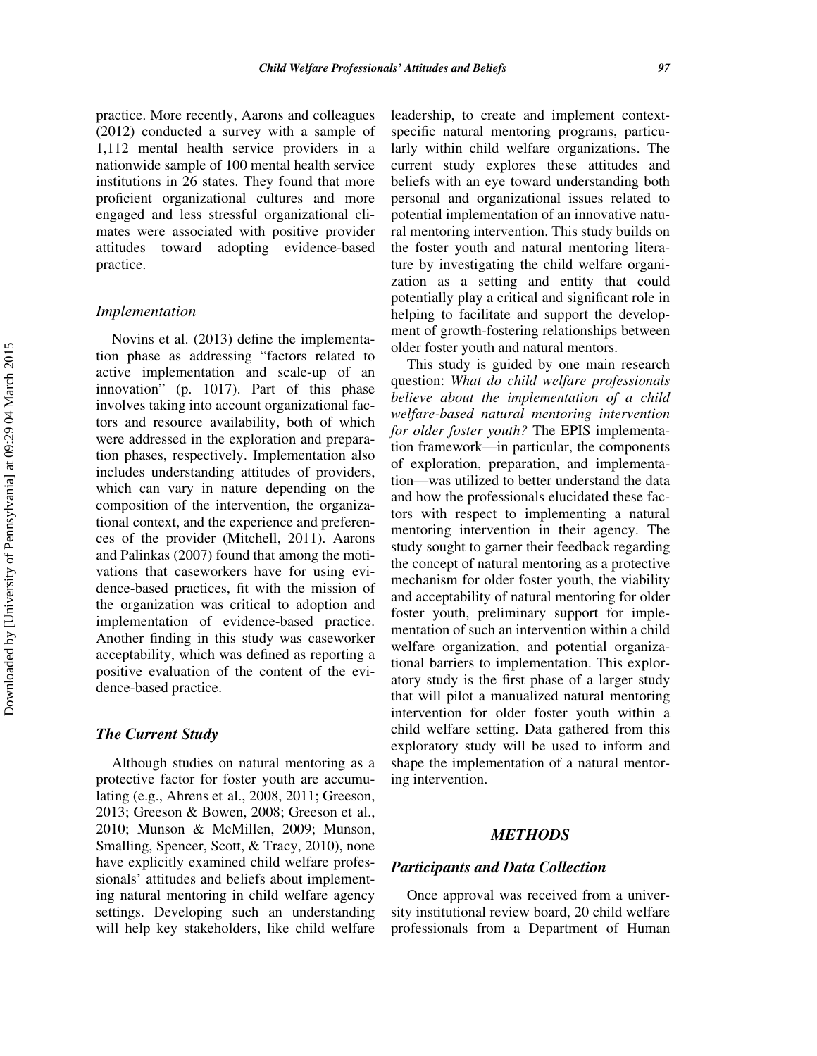practice. More recently, Aarons and colleagues (2012) conducted a survey with a sample of 1,112 mental health service providers in a nationwide sample of 100 mental health service institutions in 26 states. They found that more proficient organizational cultures and more engaged and less stressful organizational climates were associated with positive provider attitudes toward adopting evidence-based practice.

### *Implementation*

Novins et al. (2013) define the implementation phase as addressing "factors related to active implementation and scale-up of an innovation" (p. 1017). Part of this phase involves taking into account organizational factors and resource availability, both of which were addressed in the exploration and preparation phases, respectively. Implementation also includes understanding attitudes of providers, which can vary in nature depending on the composition of the intervention, the organizational context, and the experience and preferences of the provider (Mitchell, 2011). Aarons and Palinkas (2007) found that among the motivations that caseworkers have for using evidence-based practices, fit with the mission of the organization was critical to adoption and implementation of evidence-based practice. Another finding in this study was caseworker acceptability, which was defined as reporting a positive evaluation of the content of the evidence-based practice.

## *The Current Study*

Although studies on natural mentoring as a protective factor for foster youth are accumulating (e.g., Ahrens et al., 2008, 2011; Greeson, 2013; Greeson & Bowen, 2008; Greeson et al., 2010; Munson & McMillen, 2009; Munson, Smalling, Spencer, Scott, & Tracy, 2010), none have explicitly examined child welfare professionals' attitudes and beliefs about implementing natural mentoring in child welfare agency settings. Developing such an understanding will help key stakeholders, like child welfare leadership, to create and implement context-specific natural mentoring programs, particularly within child welfare organizations. The current study explores these attitudes and beliefs with an eye toward understanding both personal and organizational issues related to potential implementation of an innovative natural mentoring intervention. This study builds on the foster youth and natural mentoring literature by investigating the child welfare organization as a setting and entity that could potentially play a critical and significant role in helping to facilitate and support the development of growth-fostering relationships between older foster youth and natural mentors.

This study is guided by one main research question: *What do child welfare professionals believe about the implementation of a child welfare-based natural mentoring intervention for older foster youth?* The EPIS implementation framework—in particular, the components of exploration, preparation, and implementation—was utilized to better understand the data and how the professionals elucidated these factors with respect to implementing a natural mentoring intervention in their agency. The study sought to garner their feedback regarding the concept of natural mentoring as a protective mechanism for older foster youth, the viability and acceptability of natural mentoring for older foster youth, preliminary support for implementation of such an intervention within a child welfare organization, and potential organizational barriers to implementation. This exploratory study is the first phase of a larger study that will pilot a manualized natural mentoring intervention for older foster youth within a child welfare setting. Data gathered from this exploratory study will be used to inform and shape the implementation of a natural mentoring intervention.

# *METHODS*

## *Participants and Data Collection*

Once approval was received from a university institutional review board, 20 child welfare professionals from a Department of Human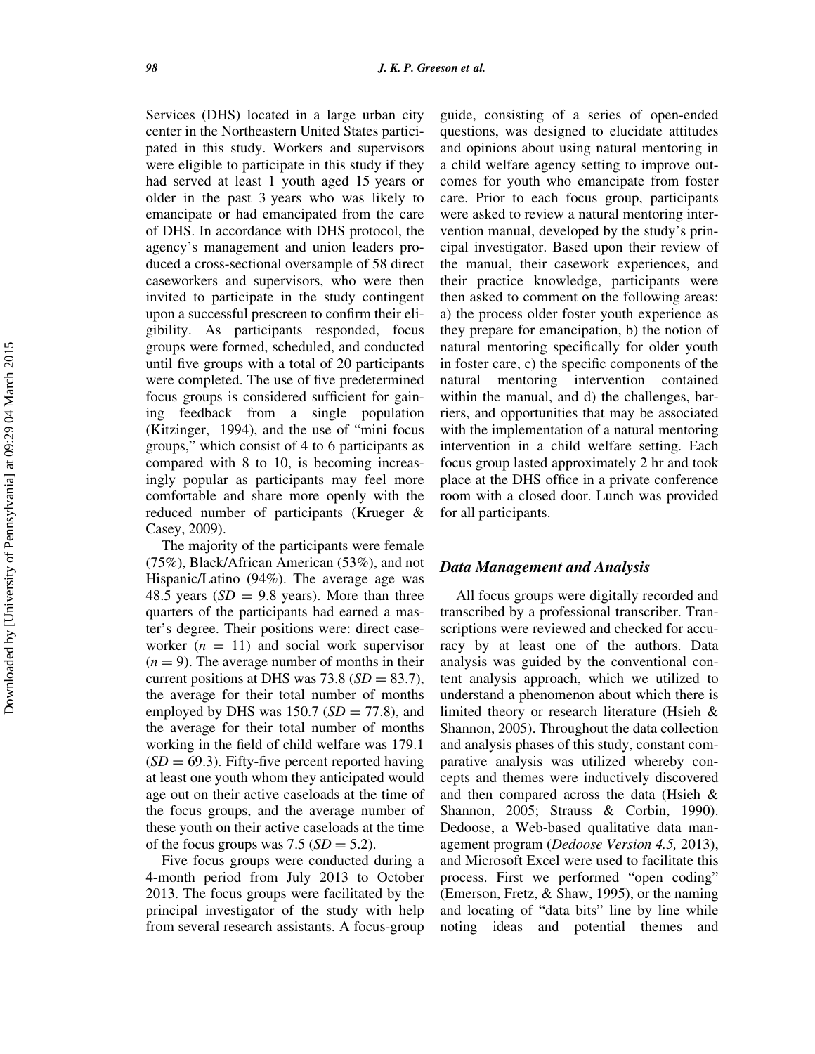Services (DHS) located in a large urban city center in the Northeastern United States participated in this study. Workers and supervisors were eligible to participate in this study if they had served at least 1 youth aged 15 years or older in the past 3 years who was likely to emancipate or had emancipated from the care of DHS. In accordance with DHS protocol, the agency's management and union leaders produced a cross-sectional oversample of 58 direct caseworkers and supervisors, who were then invited to participate in the study contingent upon a successful prescreen to confirm their eligibility. As participants responded, focus groups were formed, scheduled, and conducted until five groups with a total of 20 participants were completed. The use of five predetermined focus groups is considered sufficient for gaining feedback from a single population (Kitzinger, 1994), and the use of "mini focus groups," which consist of 4 to 6 participants as compared with 8 to 10, is becoming increasingly popular as participants may feel more comfortable and share more openly with the reduced number of participants (Krueger & Casey, 2009).

The majority of the participants were female (75%), Black/African American (53%), and not Hispanic/Latino (94%). The average age was 48.5 years ($SD = 9.8$ years). More than three quarters of the participants had earned a master's degree. Their positions were: direct caseworker ($n = 11$) and social work supervisor ($n = 9$). The average number of months in their current positions at DHS was 73.8 ($SD = 83.7$), the average for their total number of months employed by DHS was 150.7 ($SD = 77.8$), and the average for their total number of months working in the field of child welfare was 179.1 ($SD = 69.3$). Fifty-five percent reported having at least one youth whom they anticipated would age out on their active caseloads at the time of the focus groups, and the average number of these youth on their active caseloads at the time of the focus groups was 7.5 ($SD = 5.2$).

Five focus groups were conducted during a 4-month period from July 2013 to October 2013. The focus groups were facilitated by the principal investigator of the study with help from several research assistants. A focus-group guide, consisting of a series of open-ended questions, was designed to elucidate attitudes and opinions about using natural mentoring in a child welfare agency setting to improve outcomes for youth who emancipate from foster care. Prior to each focus group, participants were asked to review a natural mentoring intervention manual, developed by the study's principal investigator. Based upon their review of the manual, their casework experiences, and their practice knowledge, participants were then asked to comment on the following areas: a) the process older foster youth experience as they prepare for emancipation, b) the notion of natural mentoring specifically for older youth in foster care, c) the specific components of the natural mentoring intervention contained within the manual, and d) the challenges, barriers, and opportunities that may be associated with the implementation of a natural mentoring intervention in a child welfare setting. Each focus group lasted approximately 2 hr and took place at the DHS office in a private conference room with a closed door. Lunch was provided for all participants.

### *Data Management and Analysis*

All focus groups were digitally recorded and transcribed by a professional transcriber. Transcriptions were reviewed and checked for accuracy by at least one of the authors. Data analysis was guided by the conventional content analysis approach, which we utilized to understand a phenomenon about which there is limited theory or research literature (Hsieh & Shannon, 2005). Throughout the data collection and analysis phases of this study, constant comparative analysis was utilized whereby concepts and themes were inductively discovered and then compared across the data (Hsieh & Shannon, 2005; Strauss & Corbin, 1990). Dedoose, a Web-based qualitative data management program (*Dedoose Version 4.5,* 2013), and Microsoft Excel were used to facilitate this process. First we performed "open coding" (Emerson, Fretz, & Shaw, 1995), or the naming and locating of "data bits" line by line while noting ideas and potential themes and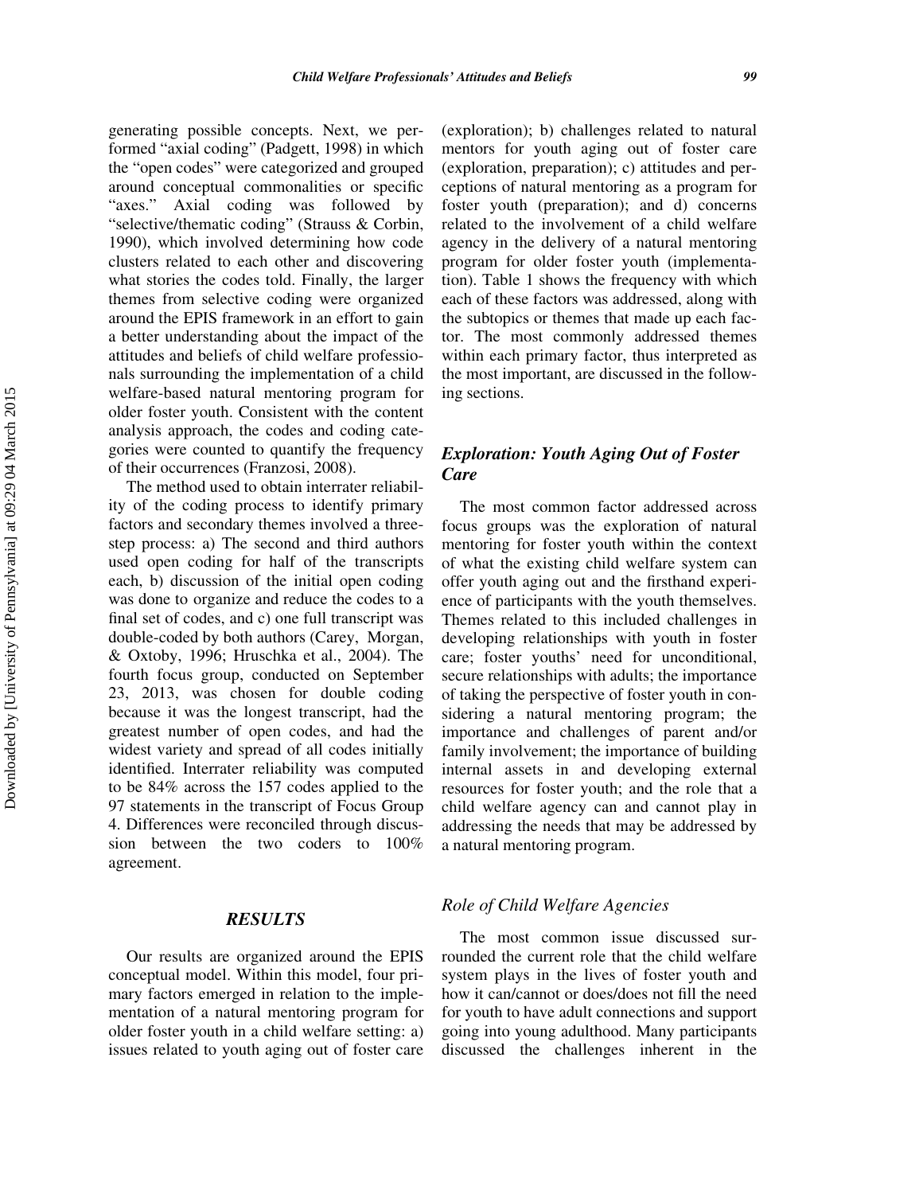generating possible concepts. Next, we performed "axial coding" (Padgett, 1998) in which the "open codes" were categorized and grouped around conceptual commonalities or specific "axes." Axial coding was followed by "selective/thematic coding" (Strauss & Corbin, 1990), which involved determining how code clusters related to each other and discovering what stories the codes told. Finally, the larger themes from selective coding were organized around the EPIS framework in an effort to gain a better understanding about the impact of the attitudes and beliefs of child welfare professionals surrounding the implementation of a child welfare-based natural mentoring program for older foster youth. Consistent with the content analysis approach, the codes and coding categories were counted to quantify the frequency of their occurrences (Franzosi, 2008).

The method used to obtain interrater reliability of the coding process to identify primary factors and secondary themes involved a three-step process: a) The second and third authors used open coding for half of the transcripts each, b) discussion of the initial open coding was done to organize and reduce the codes to a final set of codes, and c) one full transcript was double-coded by both authors (Carey, Morgan, & Oxtoby, 1996; Hruschka et al., 2004). The fourth focus group, conducted on September 23, 2013, was chosen for double coding because it was the longest transcript, had the greatest number of open codes, and had the widest variety and spread of all codes initially identified. Interrater reliability was computed to be 84% across the 157 codes applied to the 97 statements in the transcript of Focus Group 4. Differences were reconciled through discussion between the two coders to 100% agreement.

## RESULTS

Our results are organized around the EPIS conceptual model. Within this model, four primary factors emerged in relation to the implementation of a natural mentoring program for older foster youth in a child welfare setting: a) issues related to youth aging out of foster care (exploration); b) challenges related to natural mentors for youth aging out of foster care (exploration, preparation); c) attitudes and perceptions of natural mentoring as a program for foster youth (preparation); and d) concerns related to the involvement of a child welfare agency in the delivery of a natural mentoring program for older foster youth (implementation). Table 1 shows the frequency with which each of these factors was addressed, along with the subtopics or themes that made up each factor. The most commonly addressed themes within each primary factor, thus interpreted as the most important, are discussed in the following sections.

### *Exploration: Youth Aging Out of Foster Care*

The most common factor addressed across focus groups was the exploration of natural mentoring for foster youth within the context of what the existing child welfare system can offer youth aging out and the firsthand experience of participants with the youth themselves. Themes related to this included challenges in developing relationships with youth in foster care; foster youths' need for unconditional, secure relationships with adults; the importance of taking the perspective of foster youth in considering a natural mentoring program; the importance and challenges of parent and/or family involvement; the importance of building internal assets in and developing external resources for foster youth; and the role that a child welfare agency can and cannot play in addressing the needs that may be addressed by a natural mentoring program.

#### *Role of Child Welfare Agencies*

The most common issue discussed surrounded the current role that the child welfare system plays in the lives of foster youth and how it can/cannot or does/does not fill the need for youth to have adult connections and support going into young adulthood. Many participants discussed the challenges inherent in the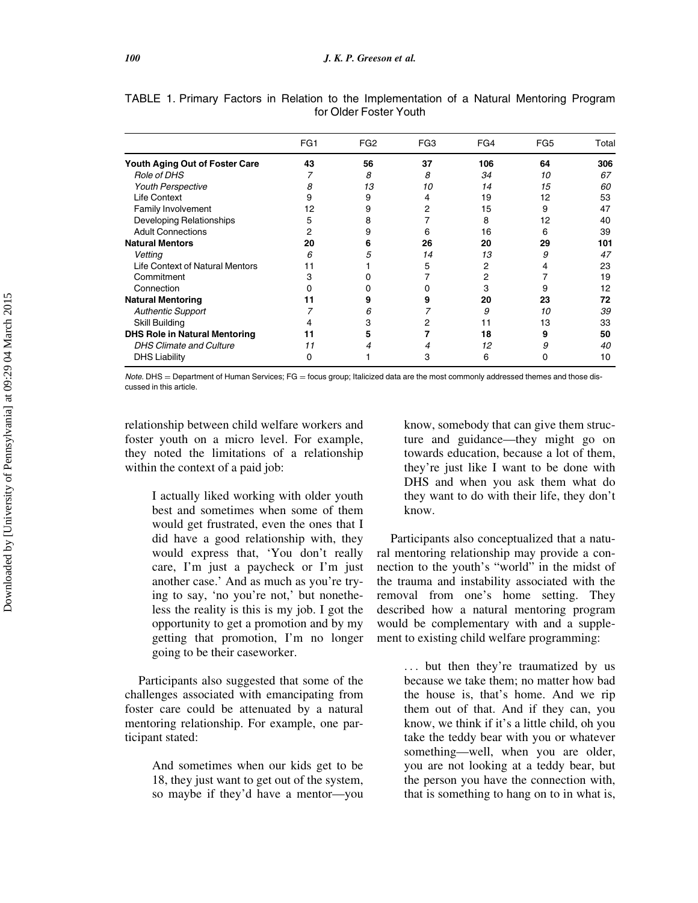TABLE 1. Primary Factors in Relation to the Implementation of a Natural Mentoring Program for Older Foster Youth

| | FG1 | FG2 | FG3 | FG4 | FG5 | Total |
|---|---|---|---|---|---|---|
| **Youth Aging Out of Foster Care** | **43** | **56** | **37** | **106** | **64** | **306** |
| *Role of DHS* | *7* | *8* | *8* | *34* | *10* | *67* |
| *Youth Perspective* | *8* | *13* | *10* | *14* | *15* | *60* |
| Life Context | 9 | 9 | 4 | 19 | 12 | 53 |
| Family Involvement | 12 | 9 | 2 | 15 | 9 | 47 |
| Developing Relationships | 5 | 8 | 7 | 8 | 12 | 40 |
| Adult Connections | 2 | 9 | 6 | 16 | 6 | 39 |
| **Natural Mentors** | **20** | **6** | **26** | **20** | **29** | **101** |
| *Vetting* | *6* | *5* | *14* | *13* | *9* | *47* |
| Life Context of Natural Mentors | 11 | 1 | 5 | 2 | 4 | 23 |
| Commitment | 3 | 0 | 7 | 2 | 7 | 19 |
| Connection | 0 | 0 | 0 | 3 | 9 | 12 |
| **Natural Mentoring** | **11** | **9** | **9** | **20** | **23** | **72** |
| *Authentic Support* | *7* | *6* | *7* | *9* | *10* | *39* |
| Skill Building | 4 | 3 | 2 | 11 | 13 | 33 |
| **DHS Role in Natural Mentoring** | **11** | **5** | **7** | **18** | **9** | **50** |
| *DHS Climate and Culture* | *11* | *4* | *4* | *12* | *9* | *40* |
| DHS Liability | 0 | 1 | 3 | 6 | 0 | 10 |

*Note.* DHS = Department of Human Services; FG = focus group; Italicized data are the most commonly addressed themes and those discussed in this article.

relationship between child welfare workers and foster youth on a micro level. For example, they noted the limitations of a relationship within the context of a paid job:

> I actually liked working with older youth best and sometimes when some of them would get frustrated, even the ones that I did have a good relationship with, they would express that, 'You don't really care, I'm just a paycheck or I'm just another case.' And as much as you're trying to say, 'no you're not,' but nonetheless the reality is this is my job. I got the opportunity to get a promotion and by my getting that promotion, I'm no longer going to be their caseworker.

Participants also suggested that some of the challenges associated with emancipating from foster care could be attenuated by a natural mentoring relationship. For example, one participant stated:

> And sometimes when our kids get to be 18, they just want to get out of the system, so maybe if they'd have a mentor—you know, somebody that can give them structure and guidance—they might go on towards education, because a lot of them, they're just like I want to be done with DHS and when you ask them what do they want to do with their life, they don't know.

Participants also conceptualized that a natural mentoring relationship may provide a connection to the youth's "world" in the midst of the trauma and instability associated with the removal from one's home setting. They described how a natural mentoring program would be complementary with and a supplement to existing child welfare programming:

> . . . but then they're traumatized by us because we take them; no matter how bad the house is, that's home. And we rip them out of that. And if they can, you know, we think if it's a little child, oh you take the teddy bear with you or whatever something—well, when you are older, you are not looking at a teddy bear, but the person you have the connection with, that is something to hang on to in what is,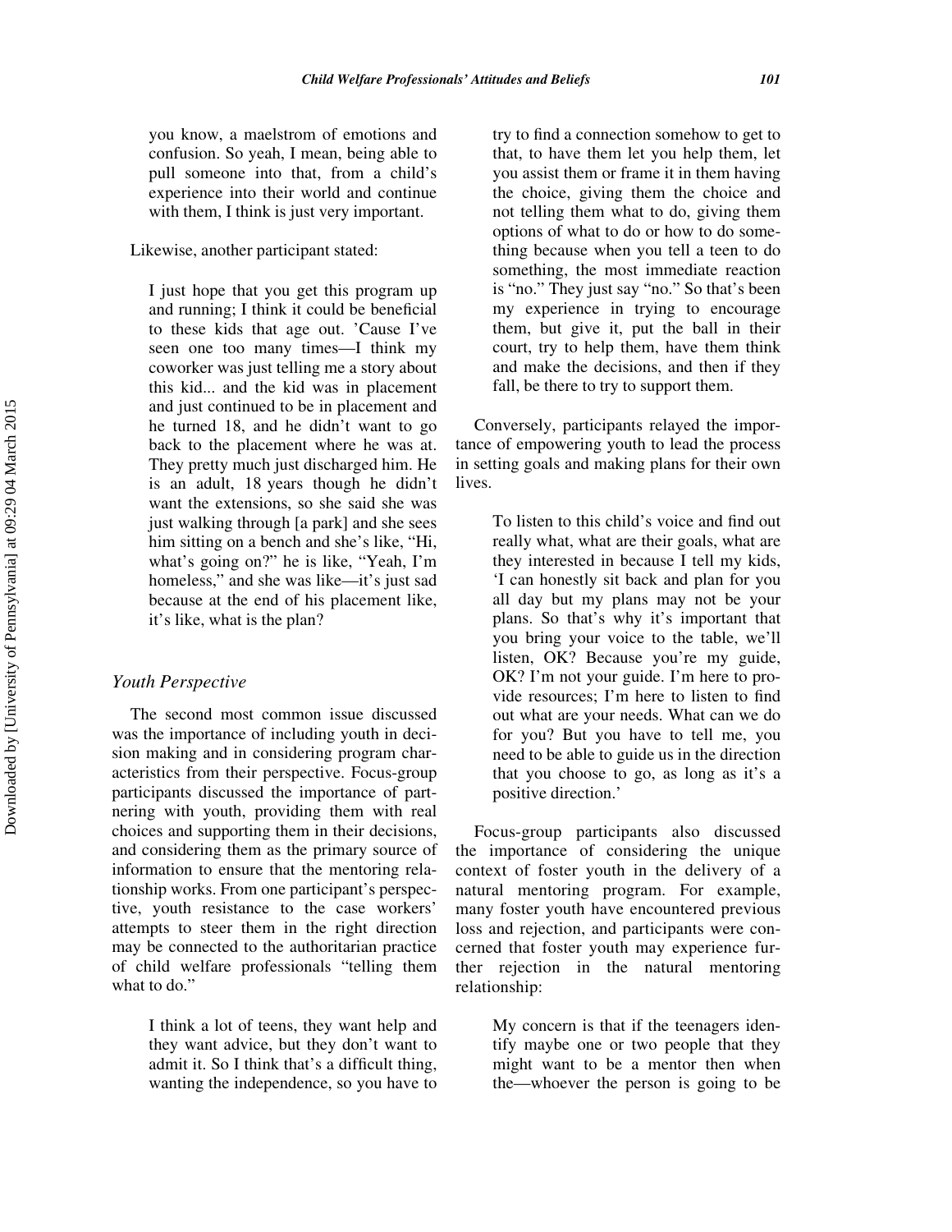you know, a maelstrom of emotions and confusion. So yeah, I mean, being able to pull someone into that, from a child's experience into their world and continue with them, I think is just very important.

Likewise, another participant stated:

> I just hope that you get this program up and running; I think it could be beneficial to these kids that age out. 'Cause I've seen one too many times—I think my coworker was just telling me a story about this kid... and the kid was in placement and just continued to be in placement and he turned 18, and he didn't want to go back to the placement where he was at. They pretty much just discharged him. He is an adult, 18 years though he didn't want the extensions, so she said she was just walking through [a park] and she sees him sitting on a bench and she's like, "Hi, what's going on?" he is like, "Yeah, I'm homeless," and she was like—it's just sad because at the end of his placement like, it's like, what is the plan?

### *Youth Perspective*

The second most common issue discussed was the importance of including youth in decision making and in considering program characteristics from their perspective. Focus-group participants discussed the importance of partnering with youth, providing them with real choices and supporting them in their decisions, and considering them as the primary source of information to ensure that the mentoring relationship works. From one participant's perspective, youth resistance to the case workers' attempts to steer them in the right direction may be connected to the authoritarian practice of child welfare professionals "telling them what to do."

> I think a lot of teens, they want help and they want advice, but they don't want to admit it. So I think that's a difficult thing, wanting the independence, so you have to try to find a connection somehow to get to that, to have them let you help them, let you assist them or frame it in them having the choice, giving them the choice and not telling them what to do, giving them options of what to do or how to do something because when you tell a teen to do something, the most immediate reaction is "no." They just say "no." So that's been my experience in trying to encourage them, but give it, put the ball in their court, try to help them, have them think and make the decisions, and then if they fall, be there to try to support them.

Conversely, participants relayed the importance of empowering youth to lead the process in setting goals and making plans for their own lives.

> To listen to this child's voice and find out really what, what are their goals, what are they interested in because I tell my kids, 'I can honestly sit back and plan for you all day but my plans may not be your plans. So that's why it's important that you bring your voice to the table, we'll listen, OK? Because you're my guide, OK? I'm not your guide. I'm here to provide resources; I'm here to listen to find out what are your needs. What can we do for you? But you have to tell me, you need to be able to guide us in the direction that you choose to go, as long as it's a positive direction.'

Focus-group participants also discussed the importance of considering the unique context of foster youth in the delivery of a natural mentoring program. For example, many foster youth have encountered previous loss and rejection, and participants were concerned that foster youth may experience further rejection in the natural mentoring relationship:

> My concern is that if the teenagers identify maybe one or two people that they might want to be a mentor then when the—whoever the person is going to be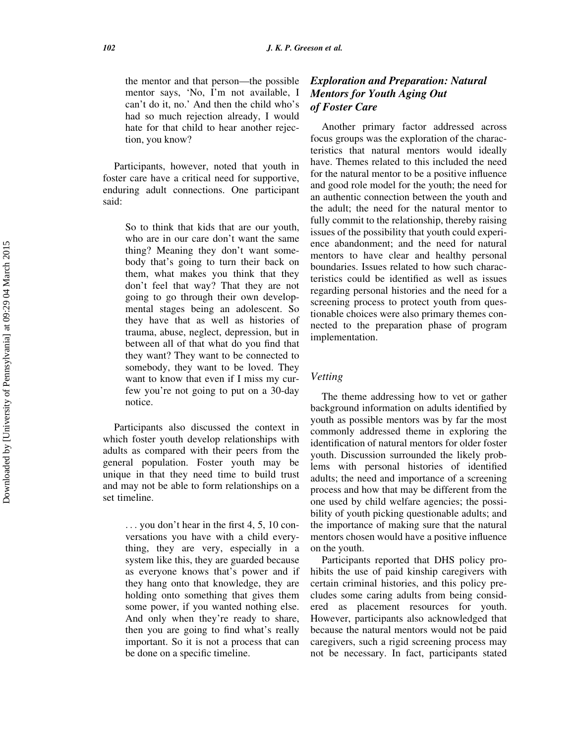> the mentor and that person—the possible mentor says, 'No, I'm not available, I can't do it, no.' And then the child who's had so much rejection already, I would hate for that child to hear another rejection, you know?

Participants, however, noted that youth in foster care have a critical need for supportive, enduring adult connections. One participant said:

> So to think that kids that are our youth, who are in our care don't want the same thing? Meaning they don't want somebody that's going to turn their back on them, what makes you think that they don't feel that way? That they are not going to go through their own developmental stages being an adolescent. So they have that as well as histories of trauma, abuse, neglect, depression, but in between all of that what do you find that they want? They want to be connected to somebody, they want to be loved. They want to know that even if I miss my curfew you're not going to put on a 30-day notice.

Participants also discussed the context in which foster youth develop relationships with adults as compared with their peers from the general population. Foster youth may be unique in that they need time to build trust and may not be able to form relationships on a set timeline.

> . . . you don't hear in the first 4, 5, 10 conversations you have with a child everything, they are very, especially in a system like this, they are guarded because as everyone knows that's power and if they hang onto that knowledge, they are holding onto something that gives them some power, if you wanted nothing else. And only when they're ready to share, then you are going to find what's really important. So it is not a process that can be done on a specific timeline.

### *Exploration and Preparation: Natural Mentors for Youth Aging Out of Foster Care*

Another primary factor addressed across focus groups was the exploration of the characteristics that natural mentors would ideally have. Themes related to this included the need for the natural mentor to be a positive influence and good role model for the youth; the need for an authentic connection between the youth and the adult; the need for the natural mentor to fully commit to the relationship, thereby raising issues of the possibility that youth could experience abandonment; and the need for natural mentors to have clear and healthy personal boundaries. Issues related to how such characteristics could be identified as well as issues regarding personal histories and the need for a screening process to protect youth from questionable choices were also primary themes connected to the preparation phase of program implementation.

#### *Vetting*

The theme addressing how to vet or gather background information on adults identified by youth as possible mentors was by far the most commonly addressed theme in exploring the identification of natural mentors for older foster youth. Discussion surrounded the likely problems with personal histories of identified adults; the need and importance of a screening process and how that may be different from the one used by child welfare agencies; the possibility of youth picking questionable adults; and the importance of making sure that the natural mentors chosen would have a positive influence on the youth.

Participants reported that DHS policy prohibits the use of paid kinship caregivers with certain criminal histories, and this policy precludes some caring adults from being considered as placement resources for youth. However, participants also acknowledged that because the natural mentors would not be paid caregivers, such a rigid screening process may not be necessary. In fact, participants stated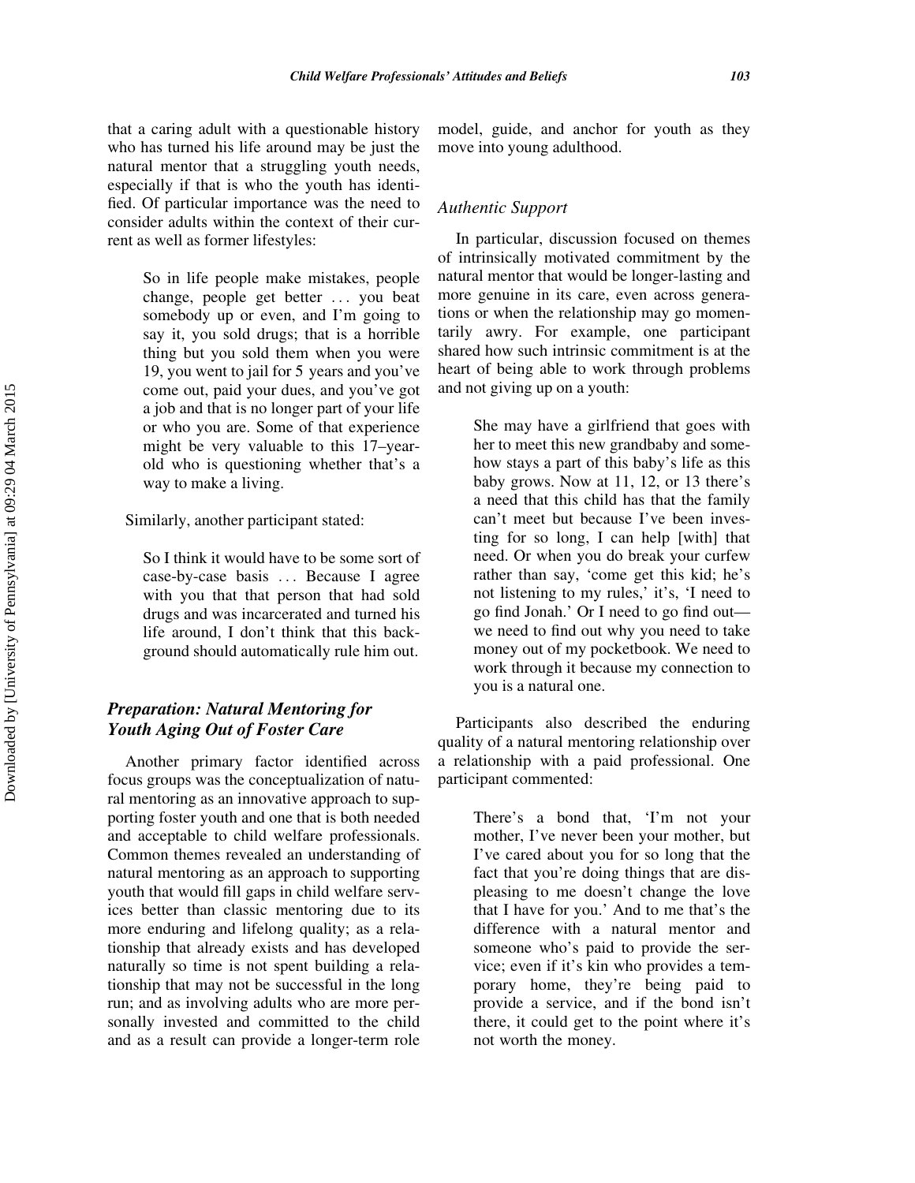that a caring adult with a questionable history who has turned his life around may be just the natural mentor that a struggling youth needs, especially if that is who the youth has identified. Of particular importance was the need to consider adults within the context of their current as well as former lifestyles:

> So in life people make mistakes, people change, people get better ... you beat somebody up or even, and I'm going to say it, you sold drugs; that is a horrible thing but you sold them when you were 19, you went to jail for 5 years and you've come out, paid your dues, and you've got a job and that is no longer part of your life or who you are. Some of that experience might be very valuable to this 17–year-old who is questioning whether that's a way to make a living.

Similarly, another participant stated:

> So I think it would have to be some sort of case-by-case basis ... Because I agree with you that that person that had sold drugs and was incarcerated and turned his life around, I don't think that this background should automatically rule him out.

## *Preparation: Natural Mentoring for Youth Aging Out of Foster Care*

Another primary factor identified across focus groups was the conceptualization of natural mentoring as an innovative approach to supporting foster youth and one that is both needed and acceptable to child welfare professionals. Common themes revealed an understanding of natural mentoring as an approach to supporting youth that would fill gaps in child welfare services better than classic mentoring due to its more enduring and lifelong quality; as a relationship that already exists and has developed naturally so time is not spent building a relationship that may not be successful in the long run; and as involving adults who are more personally invested and committed to the child and as a result can provide a longer-term role model, guide, and anchor for youth as they move into young adulthood.

### *Authentic Support*

In particular, discussion focused on themes of intrinsically motivated commitment by the natural mentor that would be longer-lasting and more genuine in its care, even across generations or when the relationship may go momentarily awry. For example, one participant shared how such intrinsic commitment is at the heart of being able to work through problems and not giving up on a youth:

> She may have a girlfriend that goes with her to meet this new grandbaby and somehow stays a part of this baby's life as this baby grows. Now at 11, 12, or 13 there's a need that this child has that the family can't meet but because I've been investing for so long, I can help [with] that need. Or when you do break your curfew rather than say, 'come get this kid; he's not listening to my rules,' it's, 'I need to go find Jonah.' Or I need to go find out—we need to find out why you need to take money out of my pocketbook. We need to work through it because my connection to you is a natural one.

Participants also described the enduring quality of a natural mentoring relationship over a relationship with a paid professional. One participant commented:

> There's a bond that, 'I'm not your mother, I've never been your mother, but I've cared about you for so long that the fact that you're doing things that are displeasing to me doesn't change the love that I have for you.' And to me that's the difference with a natural mentor and someone who's paid to provide the service; even if it's kin who provides a temporary home, they're being paid to provide a service, and if the bond isn't there, it could get to the point where it's not worth the money.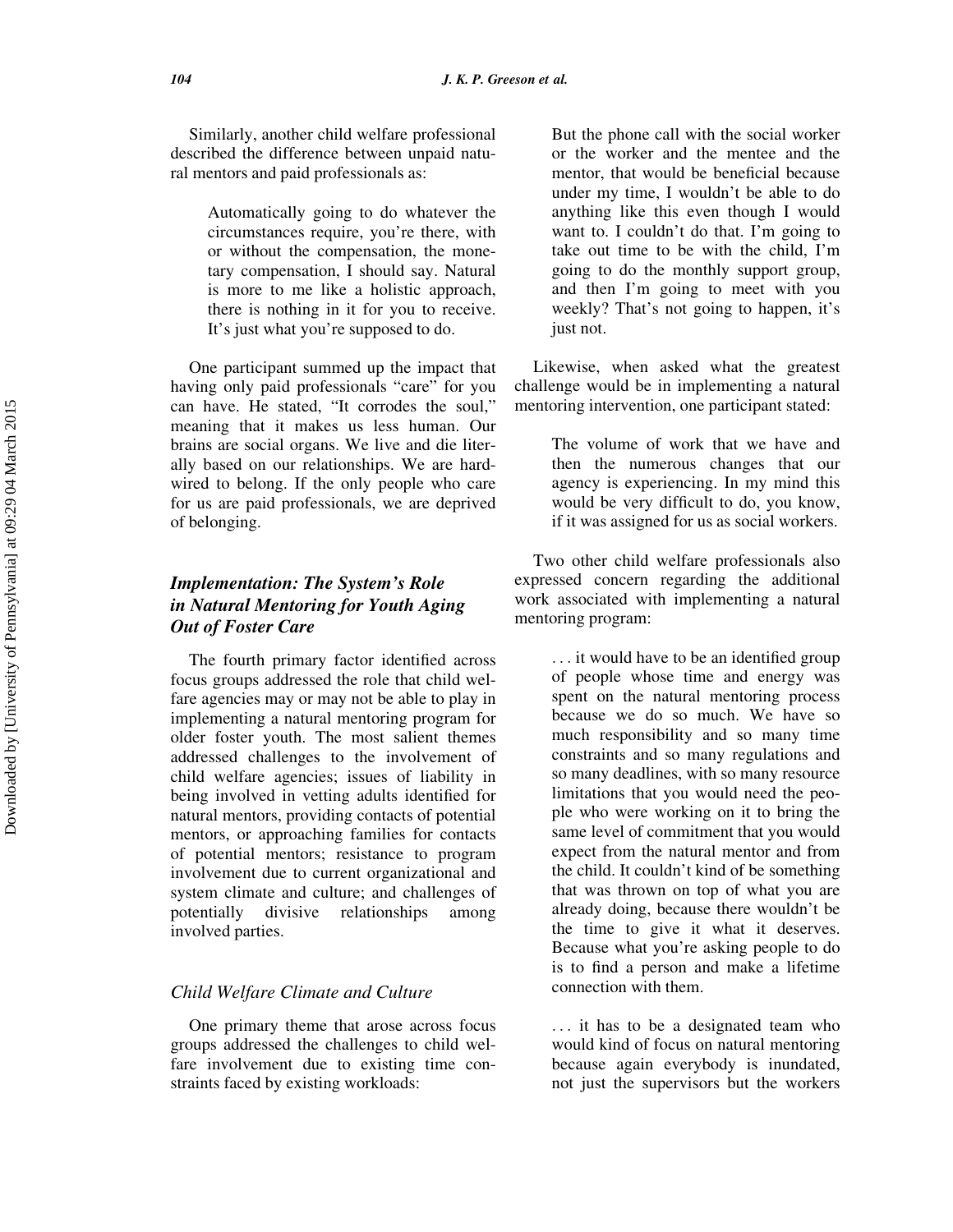Similarly, another child welfare professional described the difference between unpaid natural mentors and paid professionals as:

> Automatically going to do whatever the circumstances require, you're there, with or without the compensation, the monetary compensation, I should say. Natural is more to me like a holistic approach, there is nothing in it for you to receive. It's just what you're supposed to do.

One participant summed up the impact that having only paid professionals "care" for you can have. He stated, "It corrodes the soul," meaning that it makes us less human. Our brains are social organs. We live and die literally based on our relationships. We are hardwired to belong. If the only people who care for us are paid professionals, we are deprived of belonging.

### *Implementation: The System's Role in Natural Mentoring for Youth Aging Out of Foster Care*

The fourth primary factor identified across focus groups addressed the role that child welfare agencies may or may not be able to play in implementing a natural mentoring program for older foster youth. The most salient themes addressed challenges to the involvement of child welfare agencies; issues of liability in being involved in vetting adults identified for natural mentors, providing contacts of potential mentors, or approaching families for contacts of potential mentors; resistance to program involvement due to current organizational and system climate and culture; and challenges of potentially divisive relationships among involved parties.

#### *Child Welfare Climate and Culture*

One primary theme that arose across focus groups addressed the challenges to child welfare involvement due to existing time constraints faced by existing workloads:

> But the phone call with the social worker or the worker and the mentee and the mentor, that would be beneficial because under my time, I wouldn't be able to do anything like this even though I would want to. I couldn't do that. I'm going to take out time to be with the child, I'm going to do the monthly support group, and then I'm going to meet with you weekly? That's not going to happen, it's just not.

Likewise, when asked what the greatest challenge would be in implementing a natural mentoring intervention, one participant stated:

> The volume of work that we have and then the numerous changes that our agency is experiencing. In my mind this would be very difficult to do, you know, if it was assigned for us as social workers.

Two other child welfare professionals also expressed concern regarding the additional work associated with implementing a natural mentoring program:

> . . . it would have to be an identified group of people whose time and energy was spent on the natural mentoring process because we do so much. We have so much responsibility and so many time constraints and so many regulations and so many deadlines, with so many resource limitations that you would need the people who were working on it to bring the same level of commitment that you would expect from the natural mentor and from the child. It couldn't kind of be something that was thrown on top of what you are already doing, because there wouldn't be the time to give it what it deserves. Because what you're asking people to do is to find a person and make a lifetime connection with them.
>
> . . . it has to be a designated team who would kind of focus on natural mentoring because again everybody is inundated, not just the supervisors but the workers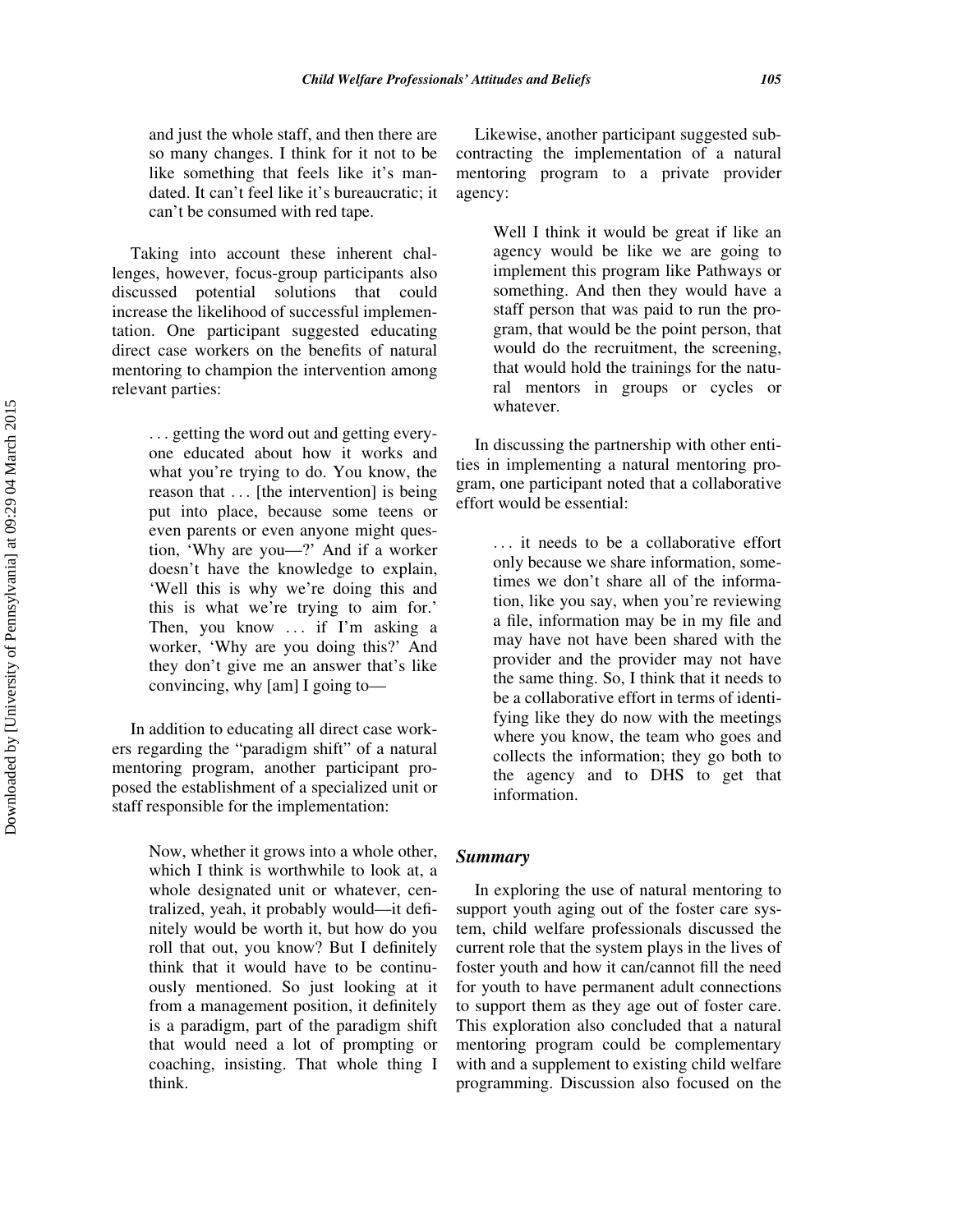and just the whole staff, and then there are so many changes. I think for it not to be like something that feels like it's mandated. It can't feel like it's bureaucratic; it can't be consumed with red tape.

Taking into account these inherent challenges, however, focus-group participants also discussed potential solutions that could increase the likelihood of successful implementation. One participant suggested educating direct case workers on the benefits of natural mentoring to champion the intervention among relevant parties:

> . . . getting the word out and getting everyone educated about how it works and what you're trying to do. You know, the reason that . . . [the intervention] is being put into place, because some teens or even parents or even anyone might question, 'Why are you—?' And if a worker doesn't have the knowledge to explain, 'Well this is why we're doing this and this is what we're trying to aim for.' Then, you know . . . if I'm asking a worker, 'Why are you doing this?' And they don't give me an answer that's like convincing, why [am] I going to—

In addition to educating all direct case workers regarding the "paradigm shift" of a natural mentoring program, another participant proposed the establishment of a specialized unit or staff responsible for the implementation:

> Now, whether it grows into a whole other, which I think is worthwhile to look at, a whole designated unit or whatever, centralized, yeah, it probably would—it definitely would be worth it, but how do you roll that out, you know? But I definitely think that it would have to be continuously mentioned. So just looking at it from a management position, it definitely is a paradigm, part of the paradigm shift that would need a lot of prompting or coaching, insisting. That whole thing I think.

Likewise, another participant suggested subcontracting the implementation of a natural mentoring program to a private provider agency:

> Well I think it would be great if like an agency would be like we are going to implement this program like Pathways or something. And then they would have a staff person that was paid to run the program, that would be the point person, that would do the recruitment, the screening, that would hold the trainings for the natural mentors in groups or cycles or whatever.

In discussing the partnership with other entities in implementing a natural mentoring program, one participant noted that a collaborative effort would be essential:

> . . . it needs to be a collaborative effort only because we share information, sometimes we don't share all of the information, like you say, when you're reviewing a file, information may be in my file and may have not have been shared with the provider and the provider may not have the same thing. So, I think that it needs to be a collaborative effort in terms of identifying like they do now with the meetings where you know, the team who goes and collects the information; they go both to the agency and to DHS to get that information.

### *Summary*

In exploring the use of natural mentoring to support youth aging out of the foster care system, child welfare professionals discussed the current role that the system plays in the lives of foster youth and how it can/cannot fill the need for youth to have permanent adult connections to support them as they age out of foster care. This exploration also concluded that a natural mentoring program could be complementary with and a supplement to existing child welfare programming. Discussion also focused on the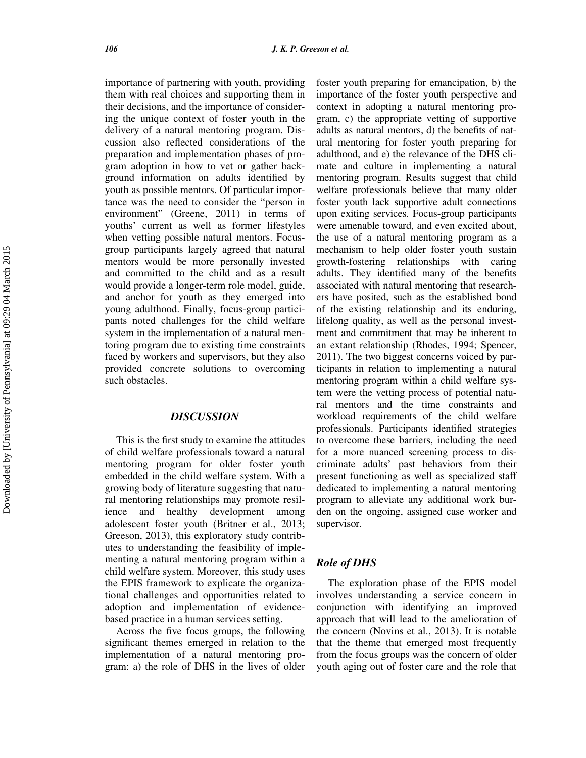importance of partnering with youth, providing them with real choices and supporting them in their decisions, and the importance of considering the unique context of foster youth in the delivery of a natural mentoring program. Discussion also reflected considerations of the preparation and implementation phases of program adoption in how to vet or gather background information on adults identified by youth as possible mentors. Of particular importance was the need to consider the "person in environment" (Greene, 2011) in terms of youths' current as well as former lifestyles when vetting possible natural mentors. Focus-group participants largely agreed that natural mentors would be more personally invested and committed to the child and as a result would provide a longer-term role model, guide, and anchor for youth as they emerged into young adulthood. Finally, focus-group participants noted challenges for the child welfare system in the implementation of a natural mentoring program due to existing time constraints faced by workers and supervisors, but they also provided concrete solutions to overcoming such obstacles.

## DISCUSSION

This is the first study to examine the attitudes of child welfare professionals toward a natural mentoring program for older foster youth embedded in the child welfare system. With a growing body of literature suggesting that natural mentoring relationships may promote resilience and healthy development among adolescent foster youth (Britner et al., 2013; Greeson, 2013), this exploratory study contributes to understanding the feasibility of implementing a natural mentoring program within a child welfare system. Moreover, this study uses the EPIS framework to explicate the organizational challenges and opportunities related to adoption and implementation of evidence-based practice in a human services setting.

Across the five focus groups, the following significant themes emerged in relation to the implementation of a natural mentoring program: a) the role of DHS in the lives of older foster youth preparing for emancipation, b) the importance of the foster youth perspective and context in adopting a natural mentoring program, c) the appropriate vetting of supportive adults as natural mentors, d) the benefits of natural mentoring for foster youth preparing for adulthood, and e) the relevance of the DHS climate and culture in implementing a natural mentoring program. Results suggest that child welfare professionals believe that many older foster youth lack supportive adult connections upon exiting services. Focus-group participants were amenable toward, and even excited about, the use of a natural mentoring program as a mechanism to help older foster youth sustain growth-fostering relationships with caring adults. They identified many of the benefits associated with natural mentoring that researchers have posited, such as the established bond of the existing relationship and its enduring, lifelong quality, as well as the personal investment and commitment that may be inherent to an extant relationship (Rhodes, 1994; Spencer, 2011). The two biggest concerns voiced by participants in relation to implementing a natural mentoring program within a child welfare system were the vetting process of potential natural mentors and the time constraints and workload requirements of the child welfare professionals. Participants identified strategies to overcome these barriers, including the need for a more nuanced screening process to discriminate adults' past behaviors from their present functioning as well as specialized staff dedicated to implementing a natural mentoring program to alleviate any additional work burden on the ongoing, assigned case worker and supervisor.

### *Role of DHS*

The exploration phase of the EPIS model involves understanding a service concern in conjunction with identifying an improved approach that will lead to the amelioration of the concern (Novins et al., 2013). It is notable that the theme that emerged most frequently from the focus groups was the concern of older youth aging out of foster care and the role that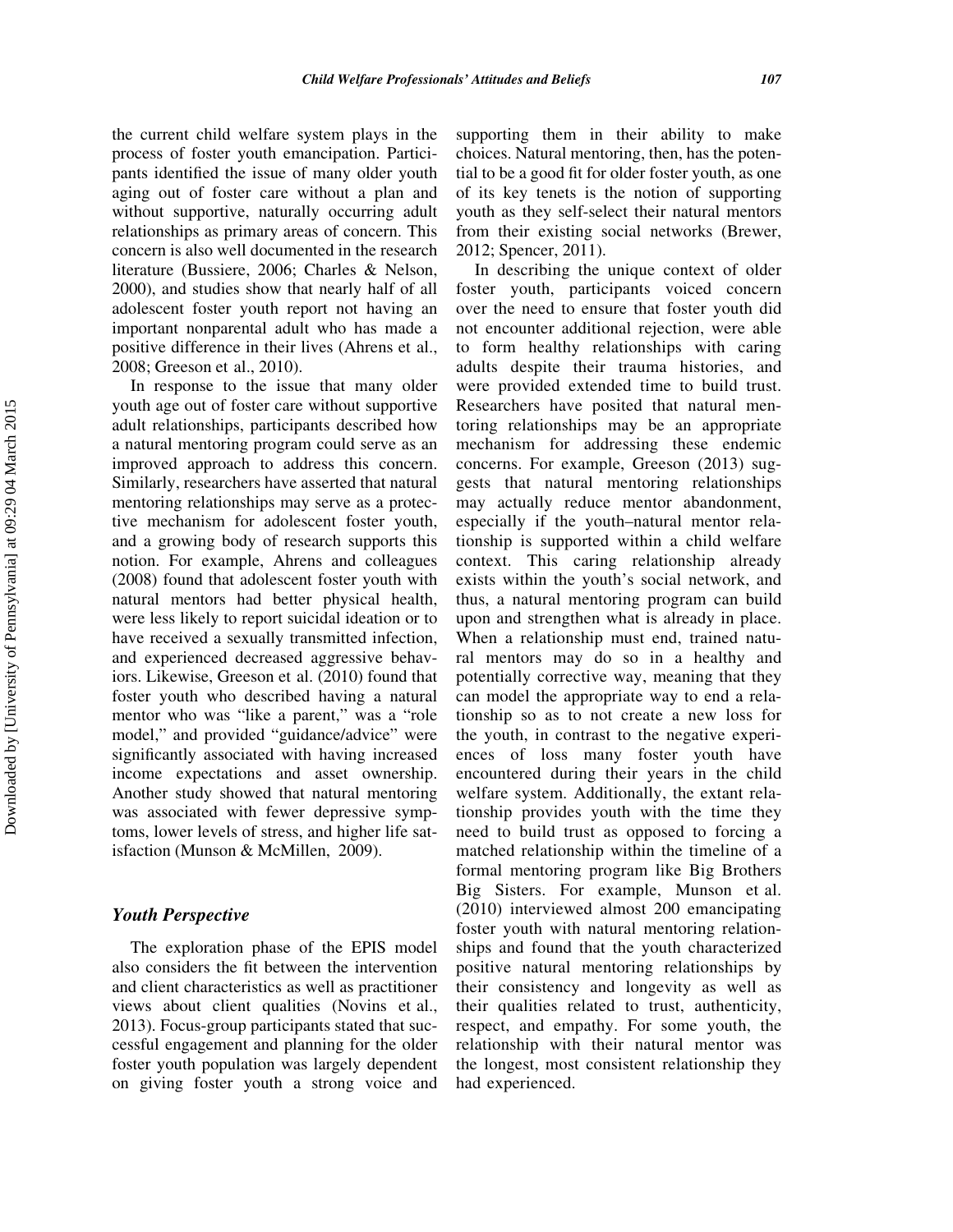the current child welfare system plays in the process of foster youth emancipation. Participants identified the issue of many older youth aging out of foster care without a plan and without supportive, naturally occurring adult relationships as primary areas of concern. This concern is also well documented in the research literature (Bussiere, 2006; Charles & Nelson, 2000), and studies show that nearly half of all adolescent foster youth report not having an important nonparental adult who has made a positive difference in their lives (Ahrens et al., 2008; Greeson et al., 2010).

In response to the issue that many older youth age out of foster care without supportive adult relationships, participants described how a natural mentoring program could serve as an improved approach to address this concern. Similarly, researchers have asserted that natural mentoring relationships may serve as a protective mechanism for adolescent foster youth, and a growing body of research supports this notion. For example, Ahrens and colleagues (2008) found that adolescent foster youth with natural mentors had better physical health, were less likely to report suicidal ideation or to have received a sexually transmitted infection, and experienced decreased aggressive behaviors. Likewise, Greeson et al. (2010) found that foster youth who described having a natural mentor who was "like a parent," was a "role model," and provided "guidance/advice" were significantly associated with having increased income expectations and asset ownership. Another study showed that natural mentoring was associated with fewer depressive symptoms, lower levels of stress, and higher life satisfaction (Munson & McMillen, 2009).

### *Youth Perspective*

The exploration phase of the EPIS model also considers the fit between the intervention and client characteristics as well as practitioner views about client qualities (Novins et al., 2013). Focus-group participants stated that successful engagement and planning for the older foster youth population was largely dependent on giving foster youth a strong voice and supporting them in their ability to make choices. Natural mentoring, then, has the potential to be a good fit for older foster youth, as one of its key tenets is the notion of supporting youth as they self-select their natural mentors from their existing social networks (Brewer, 2012; Spencer, 2011).

In describing the unique context of older foster youth, participants voiced concern over the need to ensure that foster youth did not encounter additional rejection, were able to form healthy relationships with caring adults despite their trauma histories, and were provided extended time to build trust. Researchers have posited that natural mentoring relationships may be an appropriate mechanism for addressing these endemic concerns. For example, Greeson (2013) suggests that natural mentoring relationships may actually reduce mentor abandonment, especially if the youth–natural mentor relationship is supported within a child welfare context. This caring relationship already exists within the youth's social network, and thus, a natural mentoring program can build upon and strengthen what is already in place. When a relationship must end, trained natural mentors may do so in a healthy and potentially corrective way, meaning that they can model the appropriate way to end a relationship so as to not create a new loss for the youth, in contrast to the negative experiences of loss many foster youth have encountered during their years in the child welfare system. Additionally, the extant relationship provides youth with the time they need to build trust as opposed to forcing a matched relationship within the timeline of a formal mentoring program like Big Brothers Big Sisters. For example, Munson et al. (2010) interviewed almost 200 emancipating foster youth with natural mentoring relationships and found that the youth characterized positive natural mentoring relationships by their consistency and longevity as well as their qualities related to trust, authenticity, respect, and empathy. For some youth, the relationship with their natural mentor was the longest, most consistent relationship they had experienced.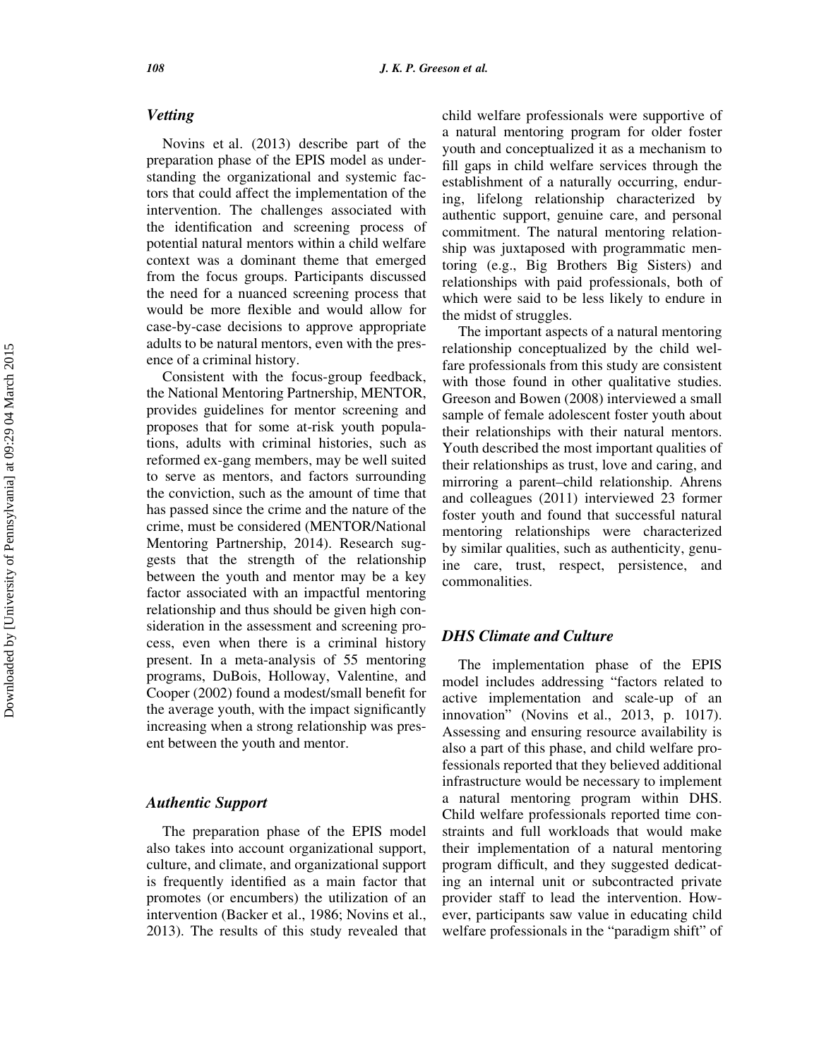### Vetting

Novins et al. (2013) describe part of the preparation phase of the EPIS model as understanding the organizational and systemic factors that could affect the implementation of the intervention. The challenges associated with the identification and screening process of potential natural mentors within a child welfare context was a dominant theme that emerged from the focus groups. Participants discussed the need for a nuanced screening process that would be more flexible and would allow for case-by-case decisions to approve appropriate adults to be natural mentors, even with the presence of a criminal history.

Consistent with the focus-group feedback, the National Mentoring Partnership, MENTOR, provides guidelines for mentor screening and proposes that for some at-risk youth populations, adults with criminal histories, such as reformed ex-gang members, may be well suited to serve as mentors, and factors surrounding the conviction, such as the amount of time that has passed since the crime and the nature of the crime, must be considered (MENTOR/National Mentoring Partnership, 2014). Research suggests that the strength of the relationship between the youth and mentor may be a key factor associated with an impactful mentoring relationship and thus should be given high consideration in the assessment and screening process, even when there is a criminal history present. In a meta-analysis of 55 mentoring programs, DuBois, Holloway, Valentine, and Cooper (2002) found a modest/small benefit for the average youth, with the impact significantly increasing when a strong relationship was present between the youth and mentor.

### Authentic Support

The preparation phase of the EPIS model also takes into account organizational support, culture, and climate, and organizational support is frequently identified as a main factor that promotes (or encumbers) the utilization of an intervention (Backer et al., 1986; Novins et al., 2013). The results of this study revealed that child welfare professionals were supportive of a natural mentoring program for older foster youth and conceptualized it as a mechanism to fill gaps in child welfare services through the establishment of a naturally occurring, enduring, lifelong relationship characterized by authentic support, genuine care, and personal commitment. The natural mentoring relationship was juxtaposed with programmatic mentoring (e.g., Big Brothers Big Sisters) and relationships with paid professionals, both of which were said to be less likely to endure in the midst of struggles.

The important aspects of a natural mentoring relationship conceptualized by the child welfare professionals from this study are consistent with those found in other qualitative studies. Greeson and Bowen (2008) interviewed a small sample of female adolescent foster youth about their relationships with their natural mentors. Youth described the most important qualities of their relationships as trust, love and caring, and mirroring a parent–child relationship. Ahrens and colleagues (2011) interviewed 23 former foster youth and found that successful natural mentoring relationships were characterized by similar qualities, such as authenticity, genuine care, trust, respect, persistence, and commonalities.

### DHS Climate and Culture

The implementation phase of the EPIS model includes addressing "factors related to active implementation and scale-up of an innovation" (Novins et al., 2013, p. 1017). Assessing and ensuring resource availability is also a part of this phase, and child welfare professionals reported that they believed additional infrastructure would be necessary to implement a natural mentoring program within DHS. Child welfare professionals reported time constraints and full workloads that would make their implementation of a natural mentoring program difficult, and they suggested dedicating an internal unit or subcontracted private provider staff to lead the intervention. However, participants saw value in educating child welfare professionals in the "paradigm shift" of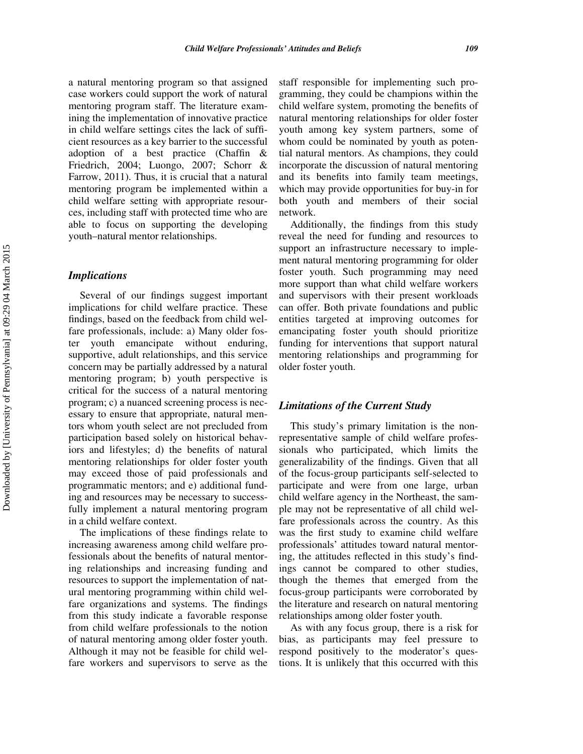a natural mentoring program so that assigned case workers could support the work of natural mentoring program staff. The literature examining the implementation of innovative practice in child welfare settings cites the lack of sufficient resources as a key barrier to the successful adoption of a best practice (Chaffin & Friedrich, 2004; Luongo, 2007; Schorr & Farrow, 2011). Thus, it is crucial that a natural mentoring program be implemented within a child welfare setting with appropriate resources, including staff with protected time who are able to focus on supporting the developing youth–natural mentor relationships.

## *Implications*

Several of our findings suggest important implications for child welfare practice. These findings, based on the feedback from child welfare professionals, include: a) Many older foster youth emancipate without enduring, supportive, adult relationships, and this service concern may be partially addressed by a natural mentoring program; b) youth perspective is critical for the success of a natural mentoring program; c) a nuanced screening process is necessary to ensure that appropriate, natural mentors whom youth select are not precluded from participation based solely on historical behaviors and lifestyles; d) the benefits of natural mentoring relationships for older foster youth may exceed those of paid professionals and programmatic mentors; and e) additional funding and resources may be necessary to successfully implement a natural mentoring program in a child welfare context.

The implications of these findings relate to increasing awareness among child welfare professionals about the benefits of natural mentoring relationships and increasing funding and resources to support the implementation of natural mentoring programming within child welfare organizations and systems. The findings from this study indicate a favorable response from child welfare professionals to the notion of natural mentoring among older foster youth. Although it may not be feasible for child welfare workers and supervisors to serve as the staff responsible for implementing such programming, they could be champions within the child welfare system, promoting the benefits of natural mentoring relationships for older foster youth among key system partners, some of whom could be nominated by youth as potential natural mentors. As champions, they could incorporate the discussion of natural mentoring and its benefits into family team meetings, which may provide opportunities for buy-in for both youth and members of their social network.

Additionally, the findings from this study reveal the need for funding and resources to support an infrastructure necessary to implement natural mentoring programming for older foster youth. Such programming may need more support than what child welfare workers and supervisors with their present workloads can offer. Both private foundations and public entities targeted at improving outcomes for emancipating foster youth should prioritize funding for interventions that support natural mentoring relationships and programming for older foster youth.

## *Limitations of the Current Study*

This study's primary limitation is the nonrepresentative sample of child welfare professionals who participated, which limits the generalizability of the findings. Given that all of the focus-group participants self-selected to participate and were from one large, urban child welfare agency in the Northeast, the sample may not be representative of all child welfare professionals across the country. As this was the first study to examine child welfare professionals' attitudes toward natural mentoring, the attitudes reflected in this study's findings cannot be compared to other studies, though the themes that emerged from the focus-group participants were corroborated by the literature and research on natural mentoring relationships among older foster youth.

As with any focus group, there is a risk for bias, as participants may feel pressure to respond positively to the moderator's questions. It is unlikely that this occurred with this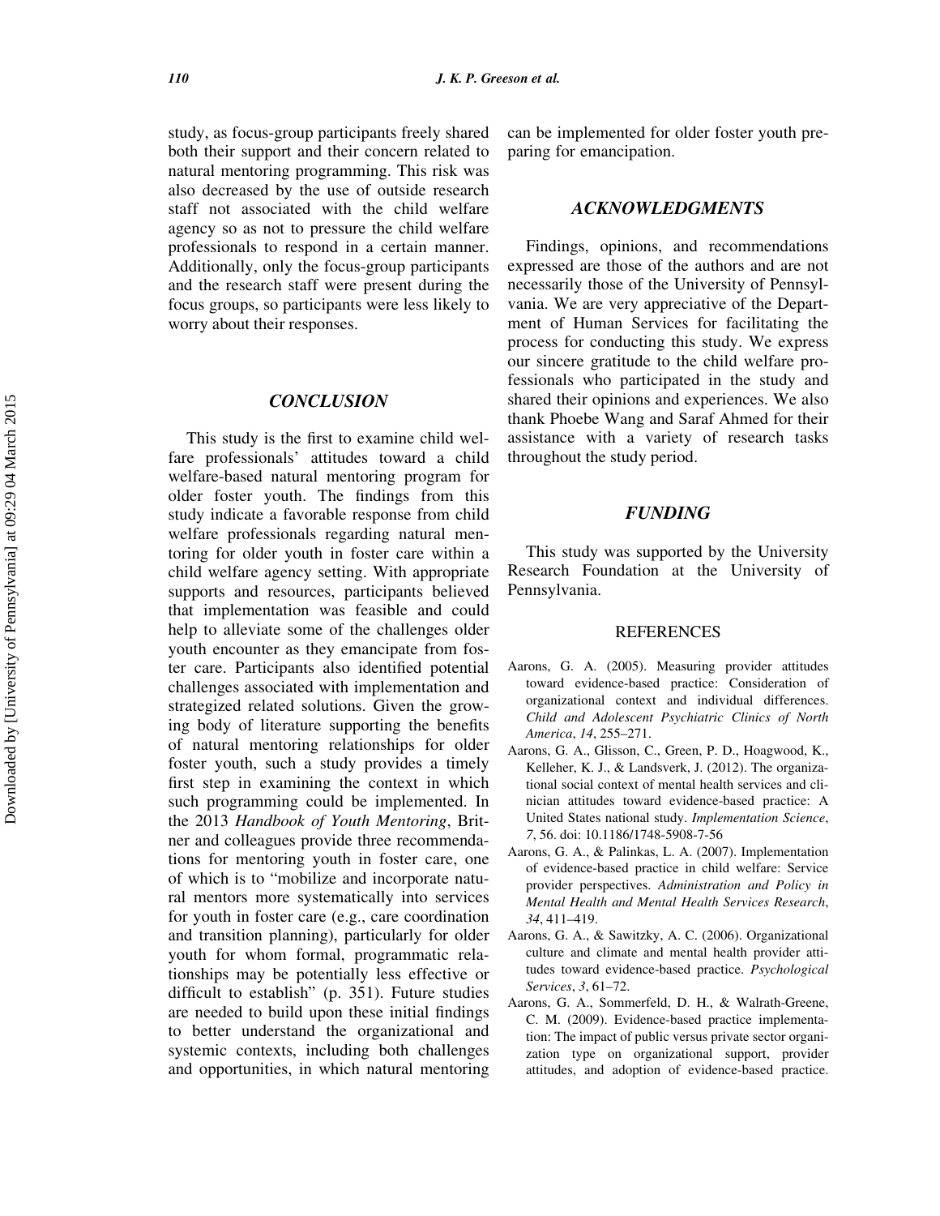study, as focus-group participants freely shared both their support and their concern related to natural mentoring programming. This risk was also decreased by the use of outside research staff not associated with the child welfare agency so as not to pressure the child welfare professionals to respond in a certain manner. Additionally, only the focus-group participants and the research staff were present during the focus groups, so participants were less likely to worry about their responses.

## CONCLUSION

This study is the first to examine child welfare professionals' attitudes toward a child welfare-based natural mentoring program for older foster youth. The findings from this study indicate a favorable response from child welfare professionals regarding natural mentoring for older youth in foster care within a child welfare agency setting. With appropriate supports and resources, participants believed that implementation was feasible and could help to alleviate some of the challenges older youth encounter as they emancipate from foster care. Participants also identified potential challenges associated with implementation and strategized related solutions. Given the growing body of literature supporting the benefits of natural mentoring relationships for older foster youth, such a study provides a timely first step in examining the context in which such programming could be implemented. In the 2013 *Handbook of Youth Mentoring*, Britner and colleagues provide three recommendations for mentoring youth in foster care, one of which is to "mobilize and incorporate natural mentors more systematically into services for youth in foster care (e.g., care coordination and transition planning), particularly for older youth for whom formal, programmatic relationships may be potentially less effective or difficult to establish" (p. 351). Future studies are needed to build upon these initial findings to better understand the organizational and systemic contexts, including both challenges and opportunities, in which natural mentoring can be implemented for older foster youth preparing for emancipation.

## ACKNOWLEDGMENTS

Findings, opinions, and recommendations expressed are those of the authors and are not necessarily those of the University of Pennsylvania. We are very appreciative of the Department of Human Services for facilitating the process for conducting this study. We express our sincere gratitude to the child welfare professionals who participated in the study and shared their opinions and experiences. We also thank Phoebe Wang and Saraf Ahmed for their assistance with a variety of research tasks throughout the study period.

## FUNDING

This study was supported by the University Research Foundation at the University of Pennsylvania.

## REFERENCES

Aarons, G. A. (2005). Measuring provider attitudes toward evidence-based practice: Consideration of organizational context and individual differences. *Child and Adolescent Psychiatric Clinics of North America*, *14*, 255–271.

Aarons, G. A., Glisson, C., Green, P. D., Hoagwood, K., Kelleher, K. J., & Landsverk, J. (2012). The organizational social context of mental health services and clinician attitudes toward evidence-based practice: A United States national study. *Implementation Science*, *7*, 56. doi: 10.1186/1748-5908-7-56

Aarons, G. A., & Palinkas, L. A. (2007). Implementation of evidence-based practice in child welfare: Service provider perspectives. *Administration and Policy in Mental Health and Mental Health Services Research*, *34*, 411–419.

Aarons, G. A., & Sawitzky, A. C. (2006). Organizational culture and climate and mental health provider attitudes toward evidence-based practice. *Psychological Services*, *3*, 61–72.

Aarons, G. A., Sommerfeld, D. H., & Walrath-Greene, C. M. (2009). Evidence-based practice implementation: The impact of public versus private sector organization type on organizational support, provider attitudes, and adoption of evidence-based practice.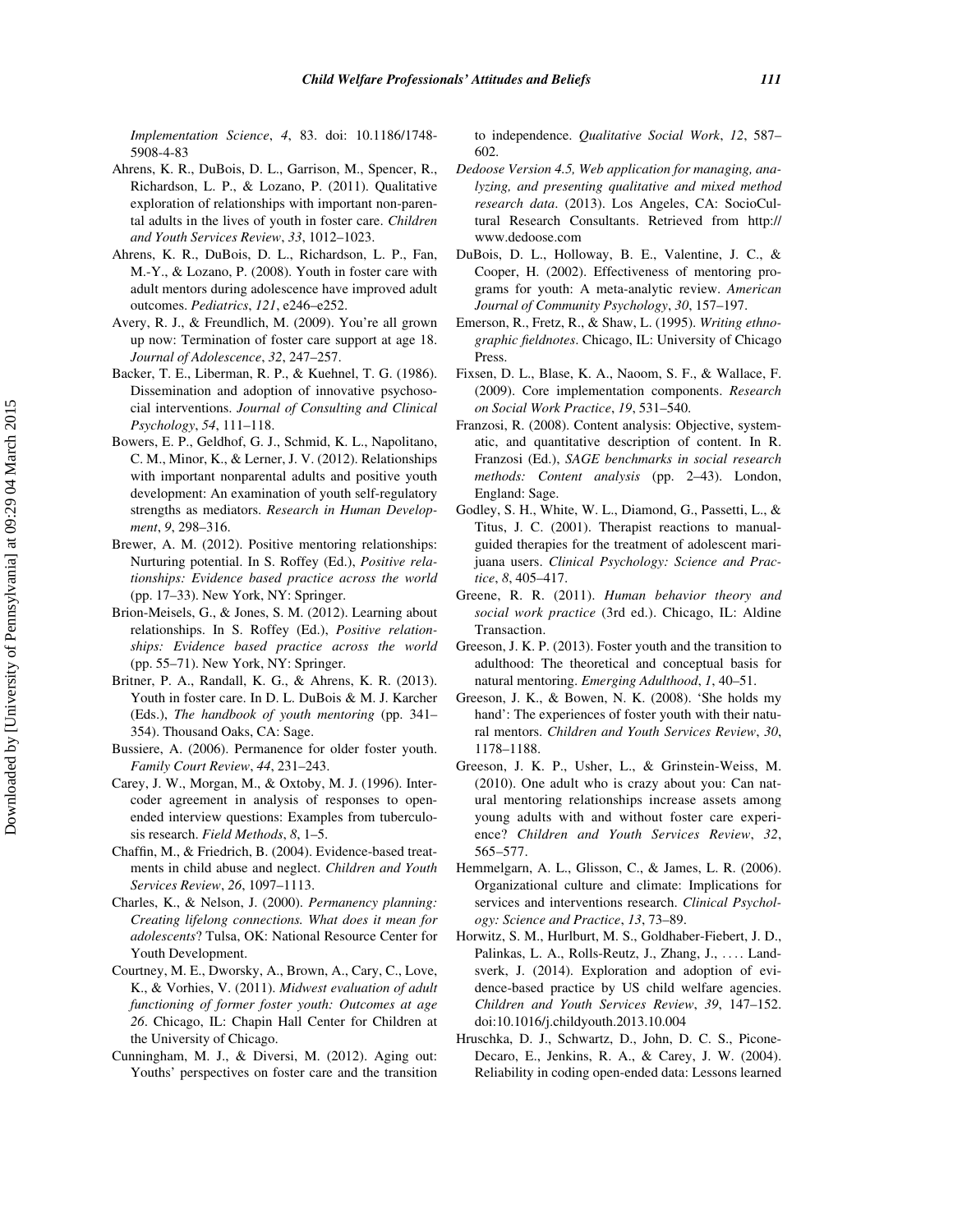*Implementation Science*, *4*, 83. doi: 10.1186/1748-5908-4-83

Ahrens, K. R., DuBois, D. L., Garrison, M., Spencer, R., Richardson, L. P., & Lozano, P. (2011). Qualitative exploration of relationships with important non-parental adults in the lives of youth in foster care. *Children and Youth Services Review*, *33*, 1012–1023.

Ahrens, K. R., DuBois, D. L., Richardson, L. P., Fan, M.-Y., & Lozano, P. (2008). Youth in foster care with adult mentors during adolescence have improved adult outcomes. *Pediatrics*, *121*, e246–e252.

Avery, R. J., & Freundlich, M. (2009). You're all grown up now: Termination of foster care support at age 18. *Journal of Adolescence*, *32*, 247–257.

Backer, T. E., Liberman, R. P., & Kuehnel, T. G. (1986). Dissemination and adoption of innovative psychosocial interventions. *Journal of Consulting and Clinical Psychology*, *54*, 111–118.

Bowers, E. P., Geldhof, G. J., Schmid, K. L., Napolitano, C. M., Minor, K., & Lerner, J. V. (2012). Relationships with important nonparental adults and positive youth development: An examination of youth self-regulatory strengths as mediators. *Research in Human Development*, *9*, 298–316.

Brewer, A. M. (2012). Positive mentoring relationships: Nurturing potential. In S. Roffey (Ed.), *Positive relationships: Evidence based practice across the world* (pp. 17–33). New York, NY: Springer.

Brion-Meisels, G., & Jones, S. M. (2012). Learning about relationships. In S. Roffey (Ed.), *Positive relationships: Evidence based practice across the world* (pp. 55–71). New York, NY: Springer.

Britner, P. A., Randall, K. G., & Ahrens, K. R. (2013). Youth in foster care. In D. L. DuBois & M. J. Karcher (Eds.), *The handbook of youth mentoring* (pp. 341–354). Thousand Oaks, CA: Sage.

Bussiere, A. (2006). Permanence for older foster youth. *Family Court Review*, *44*, 231–243.

Carey, J. W., Morgan, M., & Oxtoby, M. J. (1996). Intercoder agreement in analysis of responses to open-ended interview questions: Examples from tuberculosis research. *Field Methods*, *8*, 1–5.

Chaffin, M., & Friedrich, B. (2004). Evidence-based treatments in child abuse and neglect. *Children and Youth Services Review*, *26*, 1097–1113.

Charles, K., & Nelson, J. (2000). *Permanency planning: Creating lifelong connections. What does it mean for adolescents*? Tulsa, OK: National Resource Center for Youth Development.

Courtney, M. E., Dworsky, A., Brown, A., Cary, C., Love, K., & Vorhies, V. (2011). *Midwest evaluation of adult functioning of former foster youth: Outcomes at age 26*. Chicago, IL: Chapin Hall Center for Children at the University of Chicago.

Cunningham, M. J., & Diversi, M. (2012). Aging out: Youths' perspectives on foster care and the transition to independence. *Qualitative Social Work*, *12*, 587–602.

*Dedoose Version 4.5, Web application for managing, analyzing, and presenting qualitative and mixed method research data*. (2013). Los Angeles, CA: SocioCultural Research Consultants. Retrieved from http://www.dedoose.com

DuBois, D. L., Holloway, B. E., Valentine, J. C., & Cooper, H. (2002). Effectiveness of mentoring programs for youth: A meta-analytic review. *American Journal of Community Psychology*, *30*, 157–197.

Emerson, R., Fretz, R., & Shaw, L. (1995). *Writing ethnographic fieldnotes*. Chicago, IL: University of Chicago Press.

Fixsen, D. L., Blase, K. A., Naoom, S. F., & Wallace, F. (2009). Core implementation components. *Research on Social Work Practice*, *19*, 531–540.

Franzosi, R. (2008). Content analysis: Objective, systematic, and quantitative description of content. In R. Franzosi (Ed.), *SAGE benchmarks in social research methods: Content analysis* (pp. 2–43). London, England: Sage.

Godley, S. H., White, W. L., Diamond, G., Passetti, L., & Titus, J. C. (2001). Therapist reactions to manual-guided therapies for the treatment of adolescent marijuana users. *Clinical Psychology: Science and Practice*, *8*, 405–417.

Greene, R. R. (2011). *Human behavior theory and social work practice* (3rd ed.). Chicago, IL: Aldine Transaction.

Greeson, J. K. P. (2013). Foster youth and the transition to adulthood: The theoretical and conceptual basis for natural mentoring. *Emerging Adulthood*, *1*, 40–51.

Greeson, J. K., & Bowen, N. K. (2008). 'She holds my hand': The experiences of foster youth with their natural mentors. *Children and Youth Services Review*, *30*, 1178–1188.

Greeson, J. K. P., Usher, L., & Grinstein-Weiss, M. (2010). One adult who is crazy about you: Can natural mentoring relationships increase assets among young adults with and without foster care experience? *Children and Youth Services Review*, *32*, 565–577.

Hemmelgarn, A. L., Glisson, C., & James, L. R. (2006). Organizational culture and climate: Implications for services and interventions research. *Clinical Psychology: Science and Practice*, *13*, 73–89.

Horwitz, S. M., Hurlburt, M. S., Goldhaber-Fiebert, J. D., Palinkas, L. A., Rolls-Reutz, J., Zhang, J., . . . . Landsverk, J. (2014). Exploration and adoption of evidence-based practice by US child welfare agencies. *Children and Youth Services Review*, *39*, 147–152. doi:10.1016/j.childyouth.2013.10.004

Hruschka, D. J., Schwartz, D., John, D. C. S., Picone-Decaro, E., Jenkins, R. A., & Carey, J. W. (2004). Reliability in coding open-ended data: Lessons learned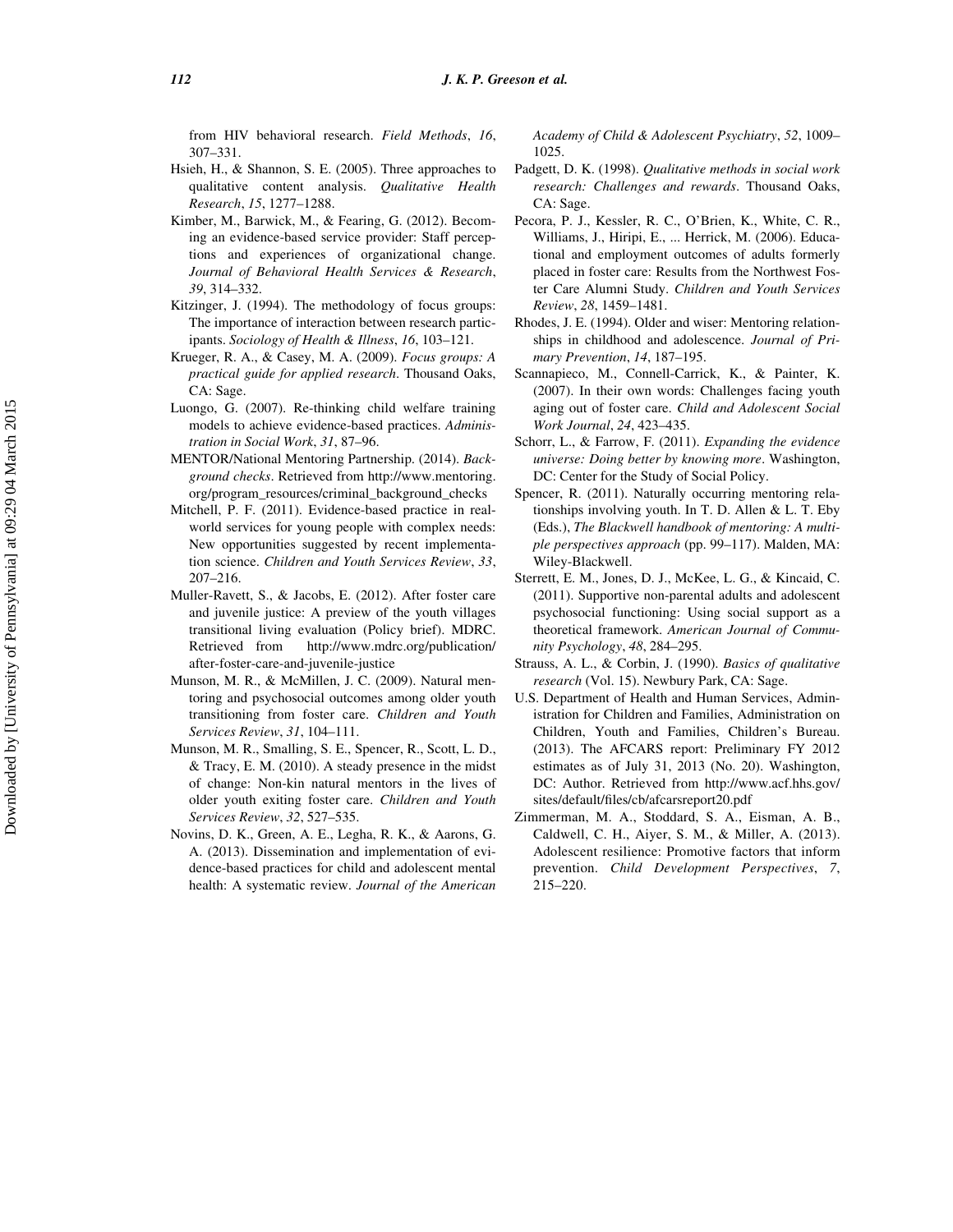from HIV behavioral research. *Field Methods*, *16*, 307–331.

Hsieh, H., & Shannon, S. E. (2005). Three approaches to qualitative content analysis. *Qualitative Health Research*, *15*, 1277–1288.

Kimber, M., Barwick, M., & Fearing, G. (2012). Becoming an evidence-based service provider: Staff perceptions and experiences of organizational change. *Journal of Behavioral Health Services & Research*, *39*, 314–332.

Kitzinger, J. (1994). The methodology of focus groups: The importance of interaction between research participants. *Sociology of Health & Illness*, *16*, 103–121.

Krueger, R. A., & Casey, M. A. (2009). *Focus groups: A practical guide for applied research*. Thousand Oaks, CA: Sage.

Luongo, G. (2007). Re-thinking child welfare training models to achieve evidence-based practices. *Administration in Social Work*, *31*, 87–96.

MENTOR/National Mentoring Partnership. (2014). *Background checks*. Retrieved from http://www.mentoring.org/program_resources/criminal_background_checks

Mitchell, P. F. (2011). Evidence-based practice in real-world services for young people with complex needs: New opportunities suggested by recent implementation science. *Children and Youth Services Review*, *33*, 207–216.

Muller-Ravett, S., & Jacobs, E. (2012). After foster care and juvenile justice: A preview of the youth villages transitional living evaluation (Policy brief). MDRC. Retrieved from http://www.mdrc.org/publication/after-foster-care-and-juvenile-justice

Munson, M. R., & McMillen, J. C. (2009). Natural mentoring and psychosocial outcomes among older youth transitioning from foster care. *Children and Youth Services Review*, *31*, 104–111.

Munson, M. R., Smalling, S. E., Spencer, R., Scott, L. D., & Tracy, E. M. (2010). A steady presence in the midst of change: Non-kin natural mentors in the lives of older youth exiting foster care. *Children and Youth Services Review*, *32*, 527–535.

Novins, D. K., Green, A. E., Legha, R. K., & Aarons, G. A. (2013). Dissemination and implementation of evidence-based practices for child and adolescent mental health: A systematic review. *Journal of the American Academy of Child & Adolescent Psychiatry*, *52*, 1009–1025.

Padgett, D. K. (1998). *Qualitative methods in social work research: Challenges and rewards*. Thousand Oaks, CA: Sage.

Pecora, P. J., Kessler, R. C., O'Brien, K., White, C. R., Williams, J., Hiripi, E., ... Herrick, M. (2006). Educational and employment outcomes of adults formerly placed in foster care: Results from the Northwest Foster Care Alumni Study. *Children and Youth Services Review*, *28*, 1459–1481.

Rhodes, J. E. (1994). Older and wiser: Mentoring relationships in childhood and adolescence. *Journal of Primary Prevention*, *14*, 187–195.

Scannapieco, M., Connell-Carrick, K., & Painter, K. (2007). In their own words: Challenges facing youth aging out of foster care. *Child and Adolescent Social Work Journal*, *24*, 423–435.

Schorr, L., & Farrow, F. (2011). *Expanding the evidence universe: Doing better by knowing more*. Washington, DC: Center for the Study of Social Policy.

Spencer, R. (2011). Naturally occurring mentoring relationships involving youth. In T. D. Allen & L. T. Eby (Eds.), *The Blackwell handbook of mentoring: A multiple perspectives approach* (pp. 99–117). Malden, MA: Wiley-Blackwell.

Sterrett, E. M., Jones, D. J., McKee, L. G., & Kincaid, C. (2011). Supportive non-parental adults and adolescent psychosocial functioning: Using social support as a theoretical framework. *American Journal of Community Psychology*, *48*, 284–295.

Strauss, A. L., & Corbin, J. (1990). *Basics of qualitative research* (Vol. 15). Newbury Park, CA: Sage.

U.S. Department of Health and Human Services, Administration for Children and Families, Administration on Children, Youth and Families, Children's Bureau. (2013). The AFCARS report: Preliminary FY 2012 estimates as of July 31, 2013 (No. 20). Washington, DC: Author. Retrieved from http://www.acf.hhs.gov/sites/default/files/cb/afcarsreport20.pdf

Zimmerman, M. A., Stoddard, S. A., Eisman, A. B., Caldwell, C. H., Aiyer, S. M., & Miller, A. (2013). Adolescent resilience: Promotive factors that inform prevention. *Child Development Perspectives*, *7*, 215–220.